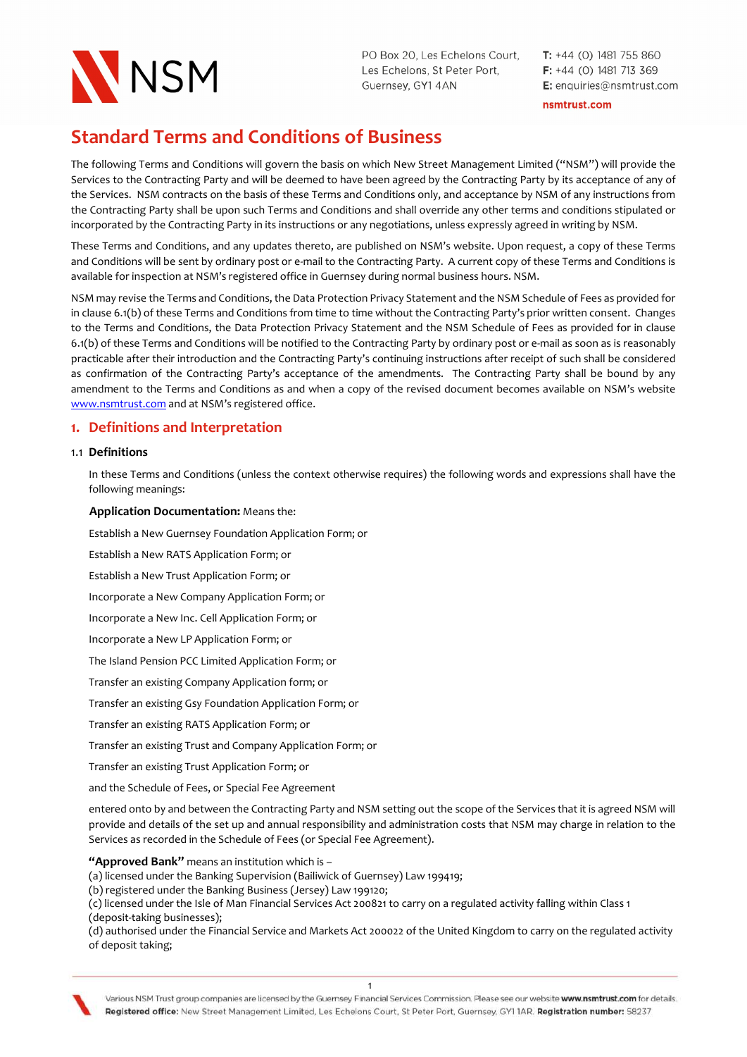NSM

PO Box 20, Les Echelons Court, Les Echelons, St Peter Port, Guernsey, GY1 4AN

T: +44 (0) 1481 755 860
F: +44 (0) 1481 713 369
E: enquiries@nsmtrust.com

nsmtrust.com

# Standard Terms and Conditions of Business

The following Terms and Conditions will govern the basis on which New Street Management Limited ("NSM") will provide the Services to the Contracting Party and will be deemed to have been agreed by the Contracting Party by its acceptance of any of the Services. NSM contracts on the basis of these Terms and Conditions only, and acceptance by NSM of any instructions from the Contracting Party shall be upon such Terms and Conditions and shall override any other terms and conditions stipulated or incorporated by the Contracting Party in its instructions or any negotiations, unless expressly agreed in writing by NSM.

These Terms and Conditions, and any updates thereto, are published on NSM's website. Upon request, a copy of these Terms and Conditions will be sent by ordinary post or e-mail to the Contracting Party. A current copy of these Terms and Conditions is available for inspection at NSM's registered office in Guernsey during normal business hours. NSM.

NSM may revise the Terms and Conditions, the Data Protection Privacy Statement and the NSM Schedule of Fees as provided for in clause 6.1(b) of these Terms and Conditions from time to time without the Contracting Party's prior written consent. Changes to the Terms and Conditions, the Data Protection Privacy Statement and the NSM Schedule of Fees as provided for in clause 6.1(b) of these Terms and Conditions will be notified to the Contracting Party by ordinary post or e-mail as soon as is reasonably practicable after their introduction and the Contracting Party's continuing instructions after receipt of such shall be considered as confirmation of the Contracting Party's acceptance of the amendments. The Contracting Party shall be bound by any amendment to the Terms and Conditions as and when a copy of the revised document becomes available on NSM's website www.nsmtrust.com and at NSM's registered office.

## 1. Definitions and Interpretation

### 1.1 Definitions

In these Terms and Conditions (unless the context otherwise requires) the following words and expressions shall have the following meanings:

**Application Documentation:** Means the:

Establish a New Guernsey Foundation Application Form; or

Establish a New RATS Application Form; or

Establish a New Trust Application Form; or

Incorporate a New Company Application Form; or

Incorporate a New Inc. Cell Application Form; or

Incorporate a New LP Application Form; or

The Island Pension PCC Limited Application Form; or

Transfer an existing Company Application form; or

Transfer an existing Gsy Foundation Application Form; or

Transfer an existing RATS Application Form; or

Transfer an existing Trust and Company Application Form; or

Transfer an existing Trust Application Form; or

and the Schedule of Fees, or Special Fee Agreement

entered onto by and between the Contracting Party and NSM setting out the scope of the Services that it is agreed NSM will provide and details of the set up and annual responsibility and administration costs that NSM may charge in relation to the Services as recorded in the Schedule of Fees (or Special Fee Agreement).

**"Approved Bank"** means an institution which is –
(a) licensed under the Banking Supervision (Bailiwick of Guernsey) Law 199419;
(b) registered under the Banking Business (Jersey) Law 199120;
(c) licensed under the Isle of Man Financial Services Act 200821 to carry on a regulated activity falling within Class 1 (deposit-taking businesses);
(d) authorised under the Financial Service and Markets Act 200022 of the United Kingdom to carry on the regulated activity of deposit taking;

Various NSM Trust group companies are licensed by the Guernsey Financial Services Commission. Please see our website www.nsmtrust.com for details. Registered office: New Street Management Limited, Les Echelons Court, St Peter Port, Guernsey, GY1 1AR. Registration number: 58237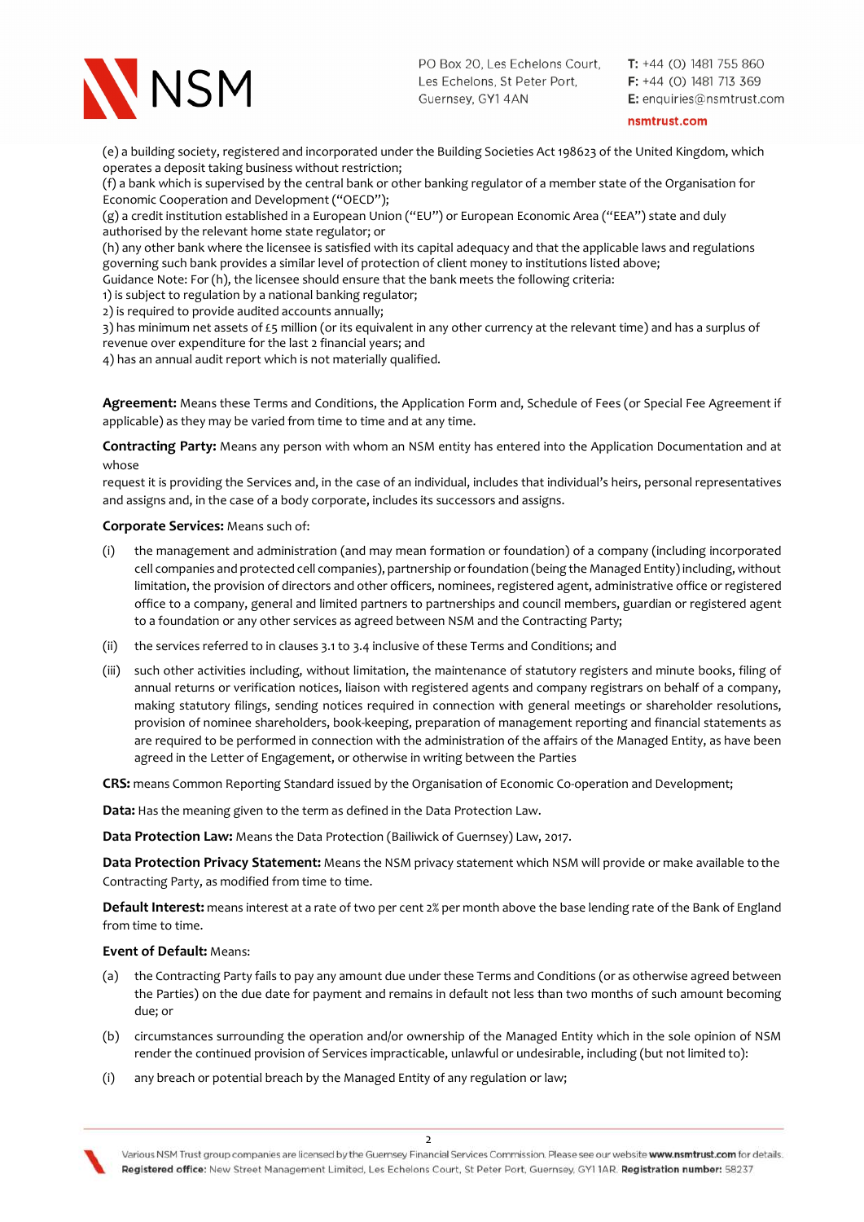(e) a building society, registered and incorporated under the Building Societies Act 198623 of the United Kingdom, which operates a deposit taking business without restriction;
(f) a bank which is supervised by the central bank or other banking regulator of a member state of the Organisation for Economic Cooperation and Development ("OECD");
(g) a credit institution established in a European Union ("EU") or European Economic Area ("EEA") state and duly authorised by the relevant home state regulator; or
(h) any other bank where the licensee is satisfied with its capital adequacy and that the applicable laws and regulations governing such bank provides a similar level of protection of client money to institutions listed above;
Guidance Note: For (h), the licensee should ensure that the bank meets the following criteria:
1) is subject to regulation by a national banking regulator;
2) is required to provide audited accounts annually;
3) has minimum net assets of £5 million (or its equivalent in any other currency at the relevant time) and has a surplus of revenue over expenditure for the last 2 financial years; and
4) has an annual audit report which is not materially qualified.

**Agreement:** Means these Terms and Conditions, the Application Form and, Schedule of Fees (or Special Fee Agreement if applicable) as they may be varied from time to time and at any time.

**Contracting Party:** Means any person with whom an NSM entity has entered into the Application Documentation and at whose
request it is providing the Services and, in the case of an individual, includes that individual's heirs, personal representatives and assigns and, in the case of a body corporate, includes its successors and assigns.

**Corporate Services:** Means such of:

(i) the management and administration (and may mean formation or foundation) of a company (including incorporated cell companies and protected cell companies), partnership or foundation (being the Managed Entity) including, without limitation, the provision of directors and other officers, nominees, registered agent, administrative office or registered office to a company, general and limited partners to partnerships and council members, guardian or registered agent to a foundation or any other services as agreed between NSM and the Contracting Party;

(ii) the services referred to in clauses 3.1 to 3.4 inclusive of these Terms and Conditions; and

(iii) such other activities including, without limitation, the maintenance of statutory registers and minute books, filing of annual returns or verification notices, liaison with registered agents and company registrars on behalf of a company, making statutory filings, sending notices required in connection with general meetings or shareholder resolutions, provision of nominee shareholders, book-keeping, preparation of management reporting and financial statements as are required to be performed in connection with the administration of the affairs of the Managed Entity, as have been agreed in the Letter of Engagement, or otherwise in writing between the Parties

**CRS:** means Common Reporting Standard issued by the Organisation of Economic Co-operation and Development;

**Data:** Has the meaning given to the term as defined in the Data Protection Law.

**Data Protection Law:** Means the Data Protection (Bailiwick of Guernsey) Law, 2017.

**Data Protection Privacy Statement:** Means the NSM privacy statement which NSM will provide or make available to the Contracting Party, as modified from time to time.

**Default Interest:** means interest at a rate of two per cent 2% per month above the base lending rate of the Bank of England from time to time.

**Event of Default:** Means:

(a) the Contracting Party fails to pay any amount due under these Terms and Conditions (or as otherwise agreed between the Parties) on the due date for payment and remains in default not less than two months of such amount becoming due; or

(b) circumstances surrounding the operation and/or ownership of the Managed Entity which in the sole opinion of NSM render the continued provision of Services impracticable, unlawful or undesirable, including (but not limited to):

(i) any breach or potential breach by the Managed Entity of any regulation or law;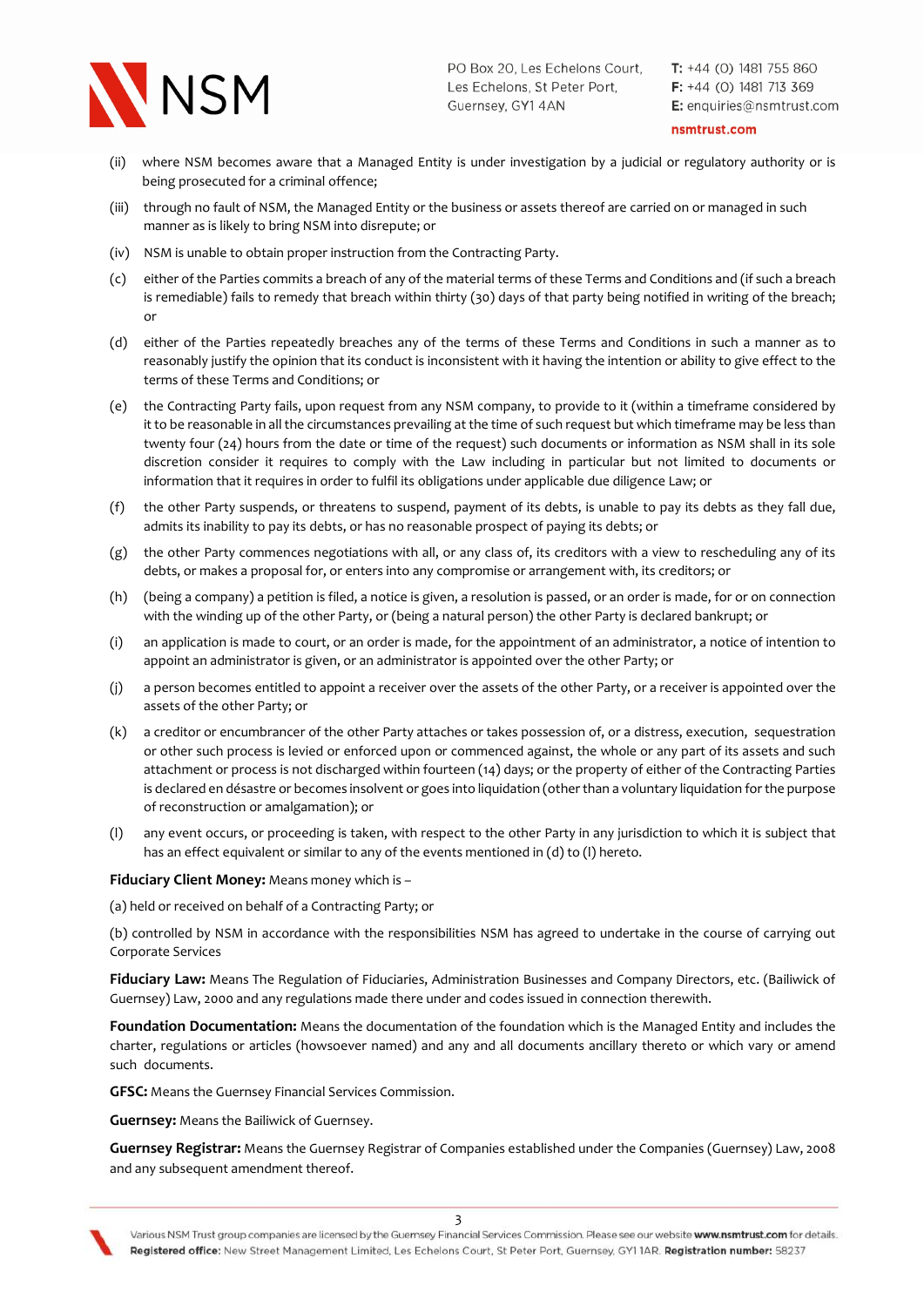(ii) where NSM becomes aware that a Managed Entity is under investigation by a judicial or regulatory authority or is being prosecuted for a criminal offence;

(iii) through no fault of NSM, the Managed Entity or the business or assets thereof are carried on or managed in such manner as is likely to bring NSM into disrepute; or

(iv) NSM is unable to obtain proper instruction from the Contracting Party.

(c) either of the Parties commits a breach of any of the material terms of these Terms and Conditions and (if such a breach is remediable) fails to remedy that breach within thirty (30) days of that party being notified in writing of the breach; or

(d) either of the Parties repeatedly breaches any of the terms of these Terms and Conditions in such a manner as to reasonably justify the opinion that its conduct is inconsistent with it having the intention or ability to give effect to the terms of these Terms and Conditions; or

(e) the Contracting Party fails, upon request from any NSM company, to provide to it (within a timeframe considered by it to be reasonable in all the circumstances prevailing at the time of such request but which timeframe may be less than twenty four (24) hours from the date or time of the request) such documents or information as NSM shall in its sole discretion consider it requires to comply with the Law including in particular but not limited to documents or information that it requires in order to fulfil its obligations under applicable due diligence Law; or

(f) the other Party suspends, or threatens to suspend, payment of its debts, is unable to pay its debts as they fall due, admits its inability to pay its debts, or has no reasonable prospect of paying its debts; or

(g) the other Party commences negotiations with all, or any class of, its creditors with a view to rescheduling any of its debts, or makes a proposal for, or enters into any compromise or arrangement with, its creditors; or

(h) (being a company) a petition is filed, a notice is given, a resolution is passed, or an order is made, for or on connection with the winding up of the other Party, or (being a natural person) the other Party is declared bankrupt; or

(i) an application is made to court, or an order is made, for the appointment of an administrator, a notice of intention to appoint an administrator is given, or an administrator is appointed over the other Party; or

(j) a person becomes entitled to appoint a receiver over the assets of the other Party, or a receiver is appointed over the assets of the other Party; or

(k) a creditor or encumbrancer of the other Party attaches or takes possession of, or a distress, execution, sequestration or other such process is levied or enforced upon or commenced against, the whole or any part of its assets and such attachment or process is not discharged within fourteen (14) days; or the property of either of the Contracting Parties is declared en désastre or becomes insolvent or goes into liquidation (other than a voluntary liquidation for the purpose of reconstruction or amalgamation); or

(l) any event occurs, or proceeding is taken, with respect to the other Party in any jurisdiction to which it is subject that has an effect equivalent or similar to any of the events mentioned in (d) to (l) hereto.

**Fiduciary Client Money:** Means money which is –

(a) held or received on behalf of a Contracting Party; or

(b) controlled by NSM in accordance with the responsibilities NSM has agreed to undertake in the course of carrying out Corporate Services

**Fiduciary Law:** Means The Regulation of Fiduciaries, Administration Businesses and Company Directors, etc. (Bailiwick of Guernsey) Law, 2000 and any regulations made there under and codes issued in connection therewith.

**Foundation Documentation:** Means the documentation of the foundation which is the Managed Entity and includes the charter, regulations or articles (howsoever named) and any and all documents ancillary thereto or which vary or amend such documents.

**GFSC:** Means the Guernsey Financial Services Commission.

**Guernsey:** Means the Bailiwick of Guernsey.

**Guernsey Registrar:** Means the Guernsey Registrar of Companies established under the Companies (Guernsey) Law, 2008 and any subsequent amendment thereof.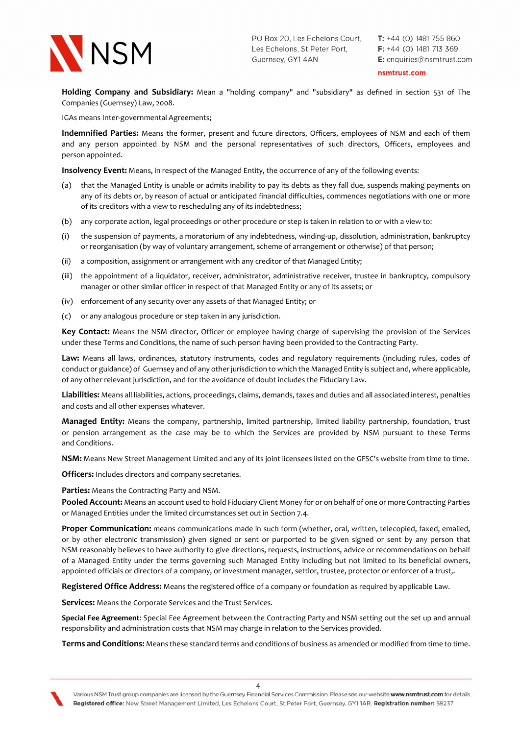**Holding Company and Subsidiary:** Mean a "holding company" and "subsidiary" as defined in section 531 of The Companies (Guernsey) Law, 2008.

IGAs means Inter-governmental Agreements;

**Indemnified Parties:** Means the former, present and future directors, Officers, employees of NSM and each of them and any person appointed by NSM and the personal representatives of such directors, Officers, employees and person appointed.

**Insolvency Event:** Means, in respect of the Managed Entity, the occurrence of any of the following events:

(a) that the Managed Entity is unable or admits inability to pay its debts as they fall due, suspends making payments on any of its debts or, by reason of actual or anticipated financial difficulties, commences negotiations with one or more of its creditors with a view to rescheduling any of its indebtedness;

(b) any corporate action, legal proceedings or other procedure or step is taken in relation to or with a view to:

(i) the suspension of payments, a moratorium of any indebtedness, winding-up, dissolution, administration, bankruptcy or reorganisation (by way of voluntary arrangement, scheme of arrangement or otherwise) of that person;

(ii) a composition, assignment or arrangement with any creditor of that Managed Entity;

(iii) the appointment of a liquidator, receiver, administrator, administrative receiver, trustee in bankruptcy, compulsory manager or other similar officer in respect of that Managed Entity or any of its assets; or

(iv) enforcement of any security over any assets of that Managed Entity; or

(c) or any analogous procedure or step taken in any jurisdiction.

**Key Contact:** Means the NSM director, Officer or employee having charge of supervising the provision of the Services under these Terms and Conditions, the name of such person having been provided to the Contracting Party.

**Law:** Means all laws, ordinances, statutory instruments, codes and regulatory requirements (including rules, codes of conduct or guidance) of Guernsey and of any other jurisdiction to which the Managed Entity is subject and, where applicable, of any other relevant jurisdiction, and for the avoidance of doubt includes the Fiduciary Law.

**Liabilities:** Means all liabilities, actions, proceedings, claims, demands, taxes and duties and all associated interest, penalties and costs and all other expenses whatever.

**Managed Entity:** Means the company, partnership, limited partnership, limited liability partnership, foundation, trust or pension arrangement as the case may be to which the Services are provided by NSM pursuant to these Terms and Conditions.

**NSM:** Means New Street Management Limited and any of its joint licensees listed on the GFSC's website from time to time.

**Officers:** Includes directors and company secretaries.

**Parties:** Means the Contracting Party and NSM.

**Pooled Account:** Means an account used to hold Fiduciary Client Money for or on behalf of one or more Contracting Parties or Managed Entities under the limited circumstances set out in Section 7.4.

**Proper Communication:** means communications made in such form (whether, oral, written, telecopied, faxed, emailed, or by other electronic transmission) given signed or sent or purported to be given signed or sent by any person that NSM reasonably believes to have authority to give directions, requests, instructions, advice or recommendations on behalf of a Managed Entity under the terms governing such Managed Entity including but not limited to its beneficial owners, appointed officials or directors of a company, or investment manager, settlor, trustee, protector or enforcer of a trust,.

**Registered Office Address:** Means the registered office of a company or foundation as required by applicable Law.

**Services:** Means the Corporate Services and the Trust Services.

**Special Fee Agreement**: Special Fee Agreement between the Contracting Party and NSM setting out the set up and annual responsibility and administration costs that NSM may charge in relation to the Services provided.

**Terms and Conditions:** Means these standard terms and conditions of business as amended or modified from time to time.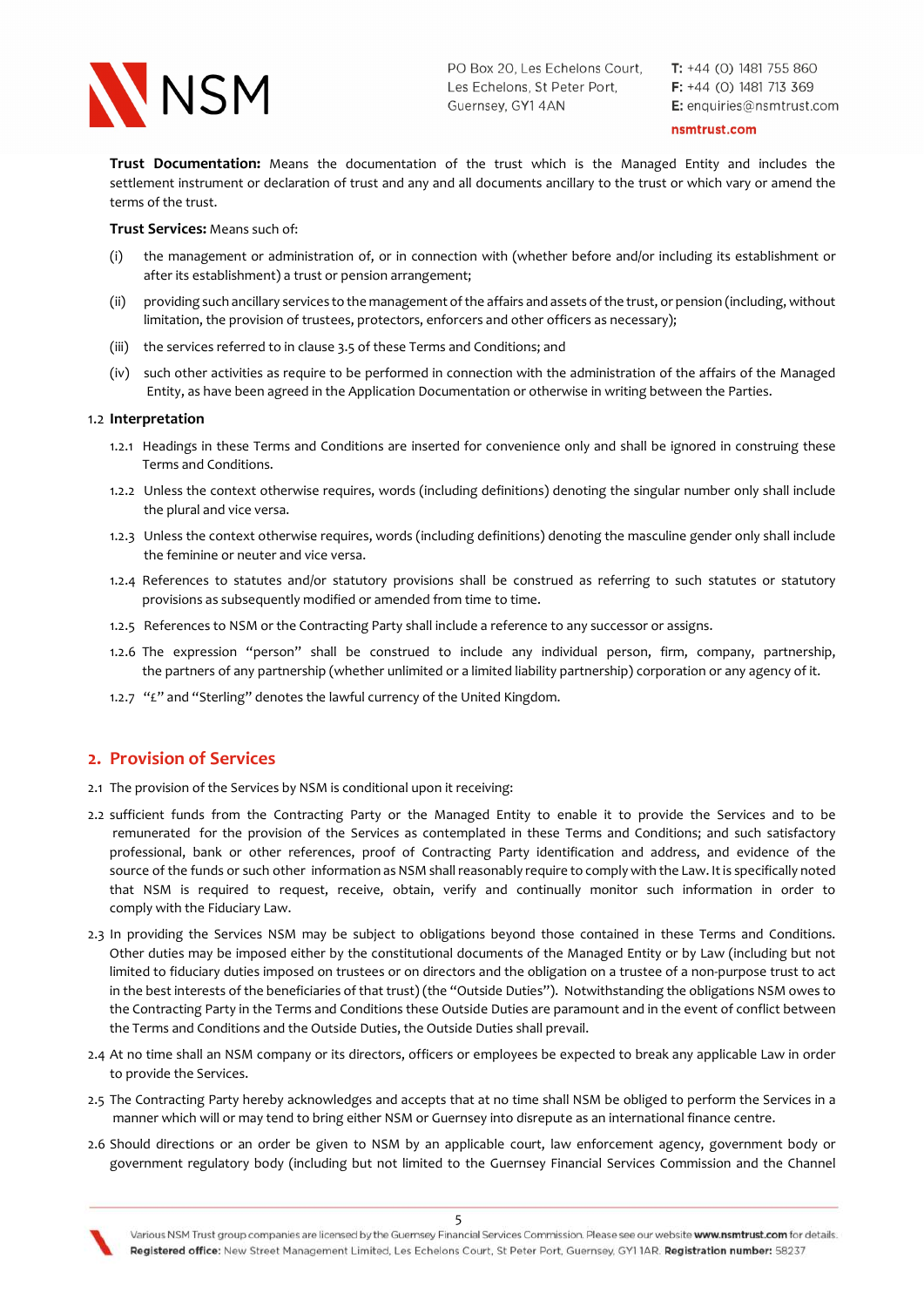**Trust Documentation:** Means the documentation of the trust which is the Managed Entity and includes the settlement instrument or declaration of trust and any and all documents ancillary to the trust or which vary or amend the terms of the trust.

**Trust Services:** Means such of:

(i) the management or administration of, or in connection with (whether before and/or including its establishment or after its establishment) a trust or pension arrangement;

(ii) providing such ancillary services to the management of the affairs and assets of the trust, or pension (including, without limitation, the provision of trustees, protectors, enforcers and other officers as necessary);

(iii) the services referred to in clause 3.5 of these Terms and Conditions; and

(iv) such other activities as require to be performed in connection with the administration of the affairs of the Managed Entity, as have been agreed in the Application Documentation or otherwise in writing between the Parties.

1.2 **Interpretation**

1.2.1 Headings in these Terms and Conditions are inserted for convenience only and shall be ignored in construing these Terms and Conditions.

1.2.2 Unless the context otherwise requires, words (including definitions) denoting the singular number only shall include the plural and vice versa.

1.2.3 Unless the context otherwise requires, words (including definitions) denoting the masculine gender only shall include the feminine or neuter and vice versa.

1.2.4 References to statutes and/or statutory provisions shall be construed as referring to such statutes or statutory provisions as subsequently modified or amended from time to time.

1.2.5 References to NSM or the Contracting Party shall include a reference to any successor or assigns.

1.2.6 The expression "person" shall be construed to include any individual person, firm, company, partnership, the partners of any partnership (whether unlimited or a limited liability partnership) corporation or any agency of it.

1.2.7 "£" and "Sterling" denotes the lawful currency of the United Kingdom.

## 2. Provision of Services

2.1 The provision of the Services by NSM is conditional upon it receiving:

2.2 sufficient funds from the Contracting Party or the Managed Entity to enable it to provide the Services and to be remunerated for the provision of the Services as contemplated in these Terms and Conditions; and such satisfactory professional, bank or other references, proof of Contracting Party identification and address, and evidence of the source of the funds or such other information as NSM shall reasonably require to comply with the Law. It is specifically noted that NSM is required to request, receive, obtain, verify and continually monitor such information in order to comply with the Fiduciary Law.

2.3 In providing the Services NSM may be subject to obligations beyond those contained in these Terms and Conditions. Other duties may be imposed either by the constitutional documents of the Managed Entity or by Law (including but not limited to fiduciary duties imposed on trustees or on directors and the obligation on a trustee of a non-purpose trust to act in the best interests of the beneficiaries of that trust) (the "Outside Duties"). Notwithstanding the obligations NSM owes to the Contracting Party in the Terms and Conditions these Outside Duties are paramount and in the event of conflict between the Terms and Conditions and the Outside Duties, the Outside Duties shall prevail.

2.4 At no time shall an NSM company or its directors, officers or employees be expected to break any applicable Law in order to provide the Services.

2.5 The Contracting Party hereby acknowledges and accepts that at no time shall NSM be obliged to perform the Services in a manner which will or may tend to bring either NSM or Guernsey into disrepute as an international finance centre.

2.6 Should directions or an order be given to NSM by an applicable court, law enforcement agency, government body or government regulatory body (including but not limited to the Guernsey Financial Services Commission and the Channel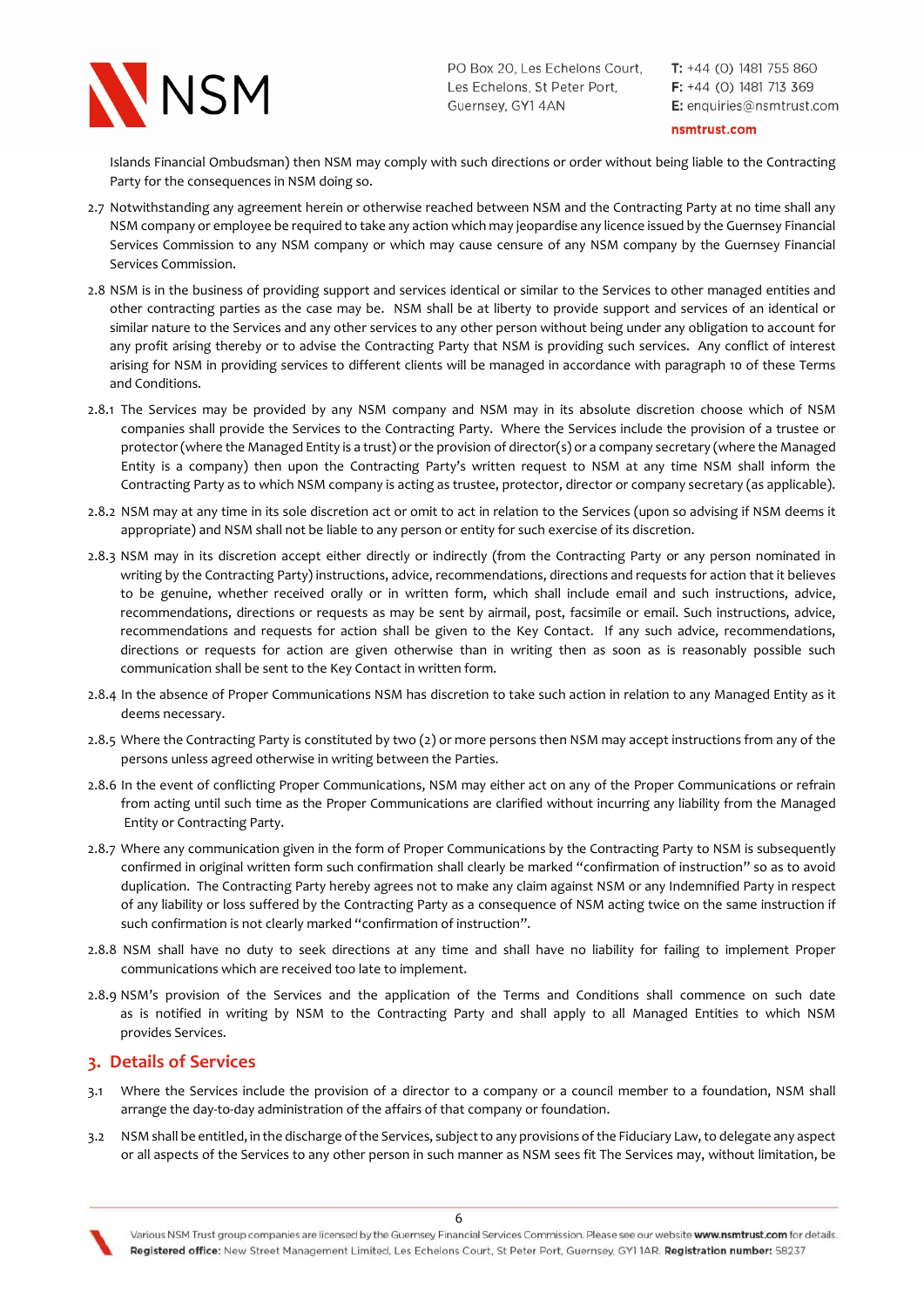Islands Financial Ombudsman) then NSM may comply with such directions or order without being liable to the Contracting Party for the consequences in NSM doing so.

2.7 Notwithstanding any agreement herein or otherwise reached between NSM and the Contracting Party at no time shall any NSM company or employee be required to take any action which may jeopardise any licence issued by the Guernsey Financial Services Commission to any NSM company or which may cause censure of any NSM company by the Guernsey Financial Services Commission.

2.8 NSM is in the business of providing support and services identical or similar to the Services to other managed entities and other contracting parties as the case may be. NSM shall be at liberty to provide support and services of an identical or similar nature to the Services and any other services to any other person without being under any obligation to account for any profit arising thereby or to advise the Contracting Party that NSM is providing such services. Any conflict of interest arising for NSM in providing services to different clients will be managed in accordance with paragraph 10 of these Terms and Conditions.

2.8.1 The Services may be provided by any NSM company and NSM may in its absolute discretion choose which of NSM companies shall provide the Services to the Contracting Party. Where the Services include the provision of a trustee or protector (where the Managed Entity is a trust) or the provision of director(s) or a company secretary (where the Managed Entity is a company) then upon the Contracting Party's written request to NSM at any time NSM shall inform the Contracting Party as to which NSM company is acting as trustee, protector, director or company secretary (as applicable).

2.8.2 NSM may at any time in its sole discretion act or omit to act in relation to the Services (upon so advising if NSM deems it appropriate) and NSM shall not be liable to any person or entity for such exercise of its discretion.

2.8.3 NSM may in its discretion accept either directly or indirectly (from the Contracting Party or any person nominated in writing by the Contracting Party) instructions, advice, recommendations, directions and requests for action that it believes to be genuine, whether received orally or in written form, which shall include email and such instructions, advice, recommendations, directions or requests as may be sent by airmail, post, facsimile or email. Such instructions, advice, recommendations and requests for action shall be given to the Key Contact. If any such advice, recommendations, directions or requests for action are given otherwise than in writing then as soon as is reasonably possible such communication shall be sent to the Key Contact in written form.

2.8.4 In the absence of Proper Communications NSM has discretion to take such action in relation to any Managed Entity as it deems necessary.

2.8.5 Where the Contracting Party is constituted by two (2) or more persons then NSM may accept instructions from any of the persons unless agreed otherwise in writing between the Parties.

2.8.6 In the event of conflicting Proper Communications, NSM may either act on any of the Proper Communications or refrain from acting until such time as the Proper Communications are clarified without incurring any liability from the Managed Entity or Contracting Party.

2.8.7 Where any communication given in the form of Proper Communications by the Contracting Party to NSM is subsequently confirmed in original written form such confirmation shall clearly be marked "confirmation of instruction" so as to avoid duplication. The Contracting Party hereby agrees not to make any claim against NSM or any Indemnified Party in respect of any liability or loss suffered by the Contracting Party as a consequence of NSM acting twice on the same instruction if such confirmation is not clearly marked "confirmation of instruction".

2.8.8 NSM shall have no duty to seek directions at any time and shall have no liability for failing to implement Proper communications which are received too late to implement.

2.8.9 NSM's provision of the Services and the application of the Terms and Conditions shall commence on such date as is notified in writing by NSM to the Contracting Party and shall apply to all Managed Entities to which NSM provides Services.

## 3. Details of Services

3.1 Where the Services include the provision of a director to a company or a council member to a foundation, NSM shall arrange the day-to-day administration of the affairs of that company or foundation.

3.2 NSM shall be entitled, in the discharge of the Services, subject to any provisions of the Fiduciary Law, to delegate any aspect or all aspects of the Services to any other person in such manner as NSM sees fit The Services may, without limitation, be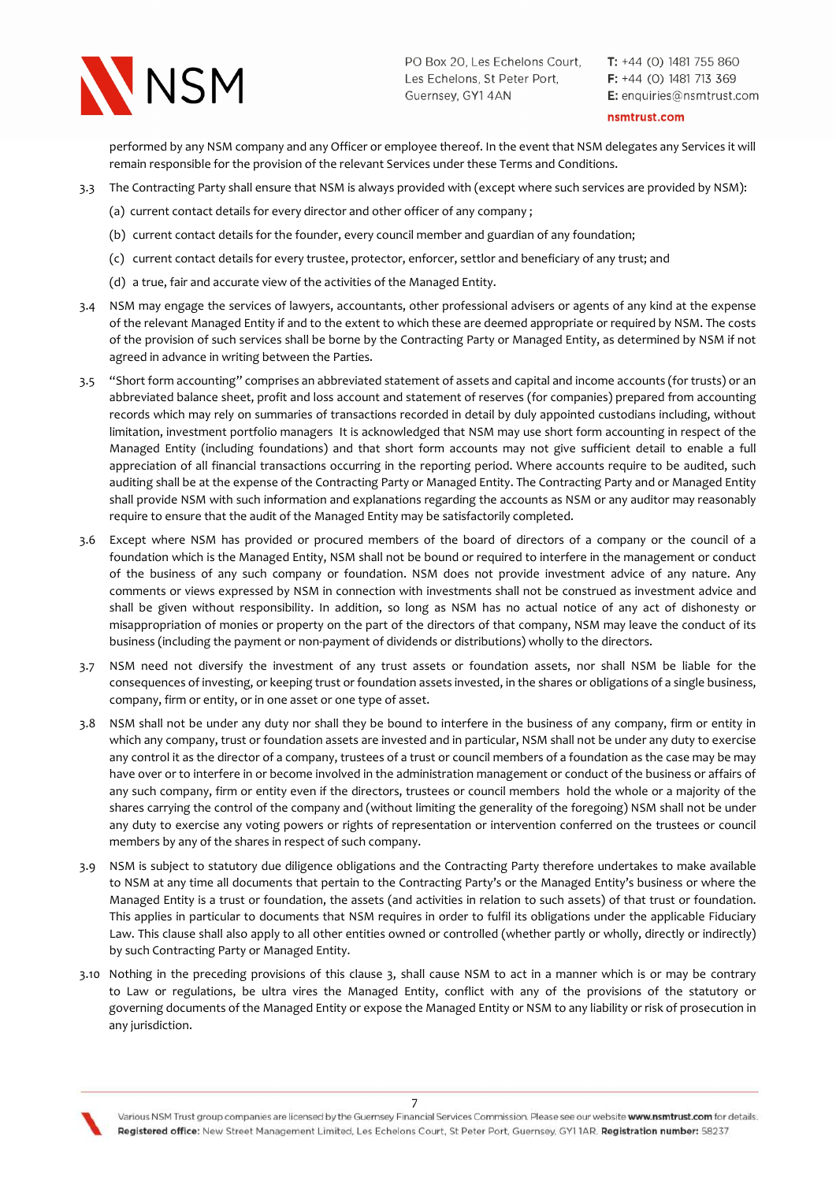performed by any NSM company and any Officer or employee thereof. In the event that NSM delegates any Services it will remain responsible for the provision of the relevant Services under these Terms and Conditions.

3.3 The Contracting Party shall ensure that NSM is always provided with (except where such services are provided by NSM):

(a) current contact details for every director and other officer of any company ;

(b) current contact details for the founder, every council member and guardian of any foundation;

(c) current contact details for every trustee, protector, enforcer, settlor and beneficiary of any trust; and

(d) a true, fair and accurate view of the activities of the Managed Entity.

3.4 NSM may engage the services of lawyers, accountants, other professional advisers or agents of any kind at the expense of the relevant Managed Entity if and to the extent to which these are deemed appropriate or required by NSM. The costs of the provision of such services shall be borne by the Contracting Party or Managed Entity, as determined by NSM if not agreed in advance in writing between the Parties.

3.5 "Short form accounting" comprises an abbreviated statement of assets and capital and income accounts (for trusts) or an abbreviated balance sheet, profit and loss account and statement of reserves (for companies) prepared from accounting records which may rely on summaries of transactions recorded in detail by duly appointed custodians including, without limitation, investment portfolio managers It is acknowledged that NSM may use short form accounting in respect of the Managed Entity (including foundations) and that short form accounts may not give sufficient detail to enable a full appreciation of all financial transactions occurring in the reporting period. Where accounts require to be audited, such auditing shall be at the expense of the Contracting Party or Managed Entity. The Contracting Party and or Managed Entity shall provide NSM with such information and explanations regarding the accounts as NSM or any auditor may reasonably require to ensure that the audit of the Managed Entity may be satisfactorily completed.

3.6 Except where NSM has provided or procured members of the board of directors of a company or the council of a foundation which is the Managed Entity, NSM shall not be bound or required to interfere in the management or conduct of the business of any such company or foundation. NSM does not provide investment advice of any nature. Any comments or views expressed by NSM in connection with investments shall not be construed as investment advice and shall be given without responsibility. In addition, so long as NSM has no actual notice of any act of dishonesty or misappropriation of monies or property on the part of the directors of that company, NSM may leave the conduct of its business (including the payment or non-payment of dividends or distributions) wholly to the directors.

3.7 NSM need not diversify the investment of any trust assets or foundation assets, nor shall NSM be liable for the consequences of investing, or keeping trust or foundation assets invested, in the shares or obligations of a single business, company, firm or entity, or in one asset or one type of asset.

3.8 NSM shall not be under any duty nor shall they be bound to interfere in the business of any company, firm or entity in which any company, trust or foundation assets are invested and in particular, NSM shall not be under any duty to exercise any control it as the director of a company, trustees of a trust or council members of a foundation as the case may be may have over or to interfere in or become involved in the administration management or conduct of the business or affairs of any such company, firm or entity even if the directors, trustees or council members hold the whole or a majority of the shares carrying the control of the company and (without limiting the generality of the foregoing) NSM shall not be under any duty to exercise any voting powers or rights of representation or intervention conferred on the trustees or council members by any of the shares in respect of such company.

3.9 NSM is subject to statutory due diligence obligations and the Contracting Party therefore undertakes to make available to NSM at any time all documents that pertain to the Contracting Party's or the Managed Entity's business or where the Managed Entity is a trust or foundation, the assets (and activities in relation to such assets) of that trust or foundation. This applies in particular to documents that NSM requires in order to fulfil its obligations under the applicable Fiduciary Law. This clause shall also apply to all other entities owned or controlled (whether partly or wholly, directly or indirectly) by such Contracting Party or Managed Entity.

3.10 Nothing in the preceding provisions of this clause 3, shall cause NSM to act in a manner which is or may be contrary to Law or regulations, be ultra vires the Managed Entity, conflict with any of the provisions of the statutory or governing documents of the Managed Entity or expose the Managed Entity or NSM to any liability or risk of prosecution in any jurisdiction.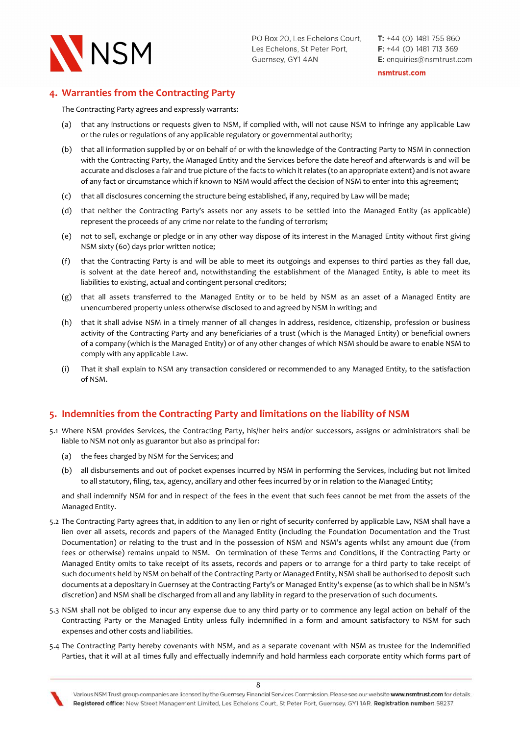## 4. Warranties from the Contracting Party

The Contracting Party agrees and expressly warrants:

(a) that any instructions or requests given to NSM, if complied with, will not cause NSM to infringe any applicable Law or the rules or regulations of any applicable regulatory or governmental authority;

(b) that all information supplied by or on behalf of or with the knowledge of the Contracting Party to NSM in connection with the Contracting Party, the Managed Entity and the Services before the date hereof and afterwards is and will be accurate and discloses a fair and true picture of the facts to which it relates (to an appropriate extent) and is not aware of any fact or circumstance which if known to NSM would affect the decision of NSM to enter into this agreement;

(c) that all disclosures concerning the structure being established, if any, required by Law will be made;

(d) that neither the Contracting Party's assets nor any assets to be settled into the Managed Entity (as applicable) represent the proceeds of any crime nor relate to the funding of terrorism;

(e) not to sell, exchange or pledge or in any other way dispose of its interest in the Managed Entity without first giving NSM sixty (60) days prior written notice;

(f) that the Contracting Party is and will be able to meet its outgoings and expenses to third parties as they fall due, is solvent at the date hereof and, notwithstanding the establishment of the Managed Entity, is able to meet its liabilities to existing, actual and contingent personal creditors;

(g) that all assets transferred to the Managed Entity or to be held by NSM as an asset of a Managed Entity are unencumbered property unless otherwise disclosed to and agreed by NSM in writing; and

(h) that it shall advise NSM in a timely manner of all changes in address, residence, citizenship, profession or business activity of the Contracting Party and any beneficiaries of a trust (which is the Managed Entity) or beneficial owners of a company (which is the Managed Entity) or of any other changes of which NSM should be aware to enable NSM to comply with any applicable Law.

(i) That it shall explain to NSM any transaction considered or recommended to any Managed Entity, to the satisfaction of NSM.

## 5. Indemnities from the Contracting Party and limitations on the liability of NSM

5.1 Where NSM provides Services, the Contracting Party, his/her heirs and/or successors, assigns or administrators shall be liable to NSM not only as guarantor but also as principal for:

(a) the fees charged by NSM for the Services; and

(b) all disbursements and out of pocket expenses incurred by NSM in performing the Services, including but not limited to all statutory, filing, tax, agency, ancillary and other fees incurred by or in relation to the Managed Entity;

and shall indemnify NSM for and in respect of the fees in the event that such fees cannot be met from the assets of the Managed Entity.

5.2 The Contracting Party agrees that, in addition to any lien or right of security conferred by applicable Law, NSM shall have a lien over all assets, records and papers of the Managed Entity (including the Foundation Documentation and the Trust Documentation) or relating to the trust and in the possession of NSM and NSM's agents whilst any amount due (from fees or otherwise) remains unpaid to NSM. On termination of these Terms and Conditions, if the Contracting Party or Managed Entity omits to take receipt of its assets, records and papers or to arrange for a third party to take receipt of such documents held by NSM on behalf of the Contracting Party or Managed Entity, NSM shall be authorised to deposit such documents at a depositary in Guernsey at the Contracting Party's or Managed Entity's expense (as to which shall be in NSM's discretion) and NSM shall be discharged from all and any liability in regard to the preservation of such documents.

5.3 NSM shall not be obliged to incur any expense due to any third party or to commence any legal action on behalf of the Contracting Party or the Managed Entity unless fully indemnified in a form and amount satisfactory to NSM for such expenses and other costs and liabilities.

5.4 The Contracting Party hereby covenants with NSM, and as a separate covenant with NSM as trustee for the Indemnified Parties, that it will at all times fully and effectually indemnify and hold harmless each corporate entity which forms part of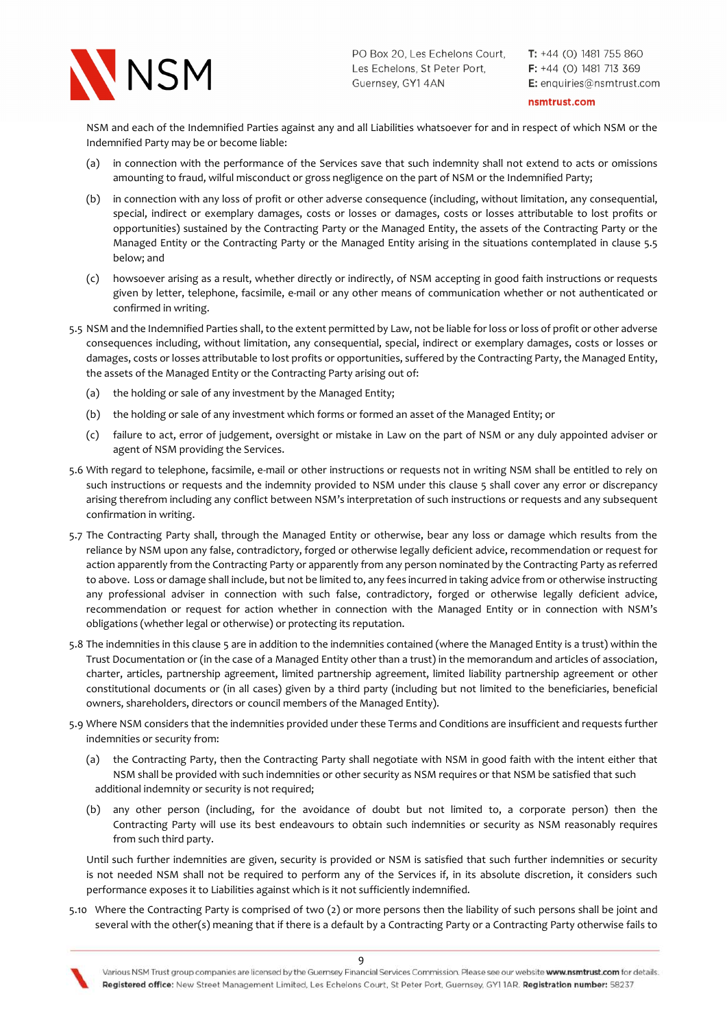NSM and each of the Indemnified Parties against any and all Liabilities whatsoever for and in respect of which NSM or the Indemnified Party may be or become liable:

(a) in connection with the performance of the Services save that such indemnity shall not extend to acts or omissions amounting to fraud, wilful misconduct or gross negligence on the part of NSM or the Indemnified Party;

(b) in connection with any loss of profit or other adverse consequence (including, without limitation, any consequential, special, indirect or exemplary damages, costs or losses or damages, costs or losses attributable to lost profits or opportunities) sustained by the Contracting Party or the Managed Entity, the assets of the Contracting Party or the Managed Entity or the Contracting Party or the Managed Entity arising in the situations contemplated in clause 5.5 below; and

(c) howsoever arising as a result, whether directly or indirectly, of NSM accepting in good faith instructions or requests given by letter, telephone, facsimile, e-mail or any other means of communication whether or not authenticated or confirmed in writing.

5.5 NSM and the Indemnified Parties shall, to the extent permitted by Law, not be liable for loss or loss of profit or other adverse consequences including, without limitation, any consequential, special, indirect or exemplary damages, costs or losses or damages, costs or losses attributable to lost profits or opportunities, suffered by the Contracting Party, the Managed Entity, the assets of the Managed Entity or the Contracting Party arising out of:

(a) the holding or sale of any investment by the Managed Entity;

(b) the holding or sale of any investment which forms or formed an asset of the Managed Entity; or

(c) failure to act, error of judgement, oversight or mistake in Law on the part of NSM or any duly appointed adviser or agent of NSM providing the Services.

5.6 With regard to telephone, facsimile, e-mail or other instructions or requests not in writing NSM shall be entitled to rely on such instructions or requests and the indemnity provided to NSM under this clause 5 shall cover any error or discrepancy arising therefrom including any conflict between NSM's interpretation of such instructions or requests and any subsequent confirmation in writing.

5.7 The Contracting Party shall, through the Managed Entity or otherwise, bear any loss or damage which results from the reliance by NSM upon any false, contradictory, forged or otherwise legally deficient advice, recommendation or request for action apparently from the Contracting Party or apparently from any person nominated by the Contracting Party as referred to above. Loss or damage shall include, but not be limited to, any fees incurred in taking advice from or otherwise instructing any professional adviser in connection with such false, contradictory, forged or otherwise legally deficient advice, recommendation or request for action whether in connection with the Managed Entity or in connection with NSM's obligations (whether legal or otherwise) or protecting its reputation.

5.8 The indemnities in this clause 5 are in addition to the indemnities contained (where the Managed Entity is a trust) within the Trust Documentation or (in the case of a Managed Entity other than a trust) in the memorandum and articles of association, charter, articles, partnership agreement, limited partnership agreement, limited liability partnership agreement or other constitutional documents or (in all cases) given by a third party (including but not limited to the beneficiaries, beneficial owners, shareholders, directors or council members of the Managed Entity).

5.9 Where NSM considers that the indemnities provided under these Terms and Conditions are insufficient and requests further indemnities or security from:

(a) the Contracting Party, then the Contracting Party shall negotiate with NSM in good faith with the intent either that NSM shall be provided with such indemnities or other security as NSM requires or that NSM be satisfied that such additional indemnity or security is not required;

(b) any other person (including, for the avoidance of doubt but not limited to, a corporate person) then the Contracting Party will use its best endeavours to obtain such indemnities or security as NSM reasonably requires from such third party.

Until such further indemnities are given, security is provided or NSM is satisfied that such further indemnities or security is not needed NSM shall not be required to perform any of the Services if, in its absolute discretion, it considers such performance exposes it to Liabilities against which is it not sufficiently indemnified.

5.10 Where the Contracting Party is comprised of two (2) or more persons then the liability of such persons shall be joint and several with the other(s) meaning that if there is a default by a Contracting Party or a Contracting Party otherwise fails to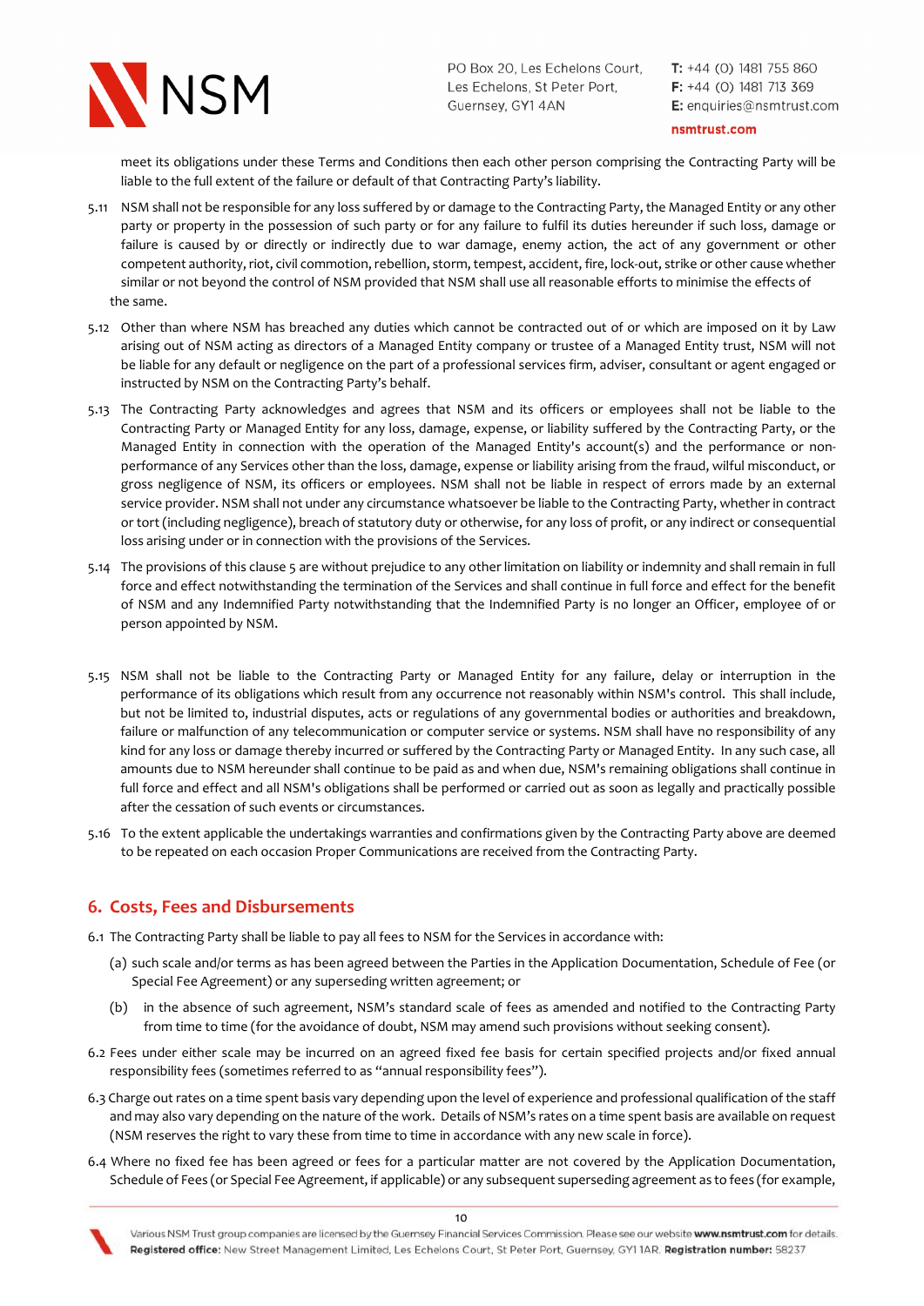meet its obligations under these Terms and Conditions then each other person comprising the Contracting Party will be liable to the full extent of the failure or default of that Contracting Party's liability.

5.11 NSM shall not be responsible for any loss suffered by or damage to the Contracting Party, the Managed Entity or any other party or property in the possession of such party or for any failure to fulfil its duties hereunder if such loss, damage or failure is caused by or directly or indirectly due to war damage, enemy action, the act of any government or other competent authority, riot, civil commotion, rebellion, storm, tempest, accident, fire, lock-out, strike or other cause whether similar or not beyond the control of NSM provided that NSM shall use all reasonable efforts to minimise the effects of the same.

5.12 Other than where NSM has breached any duties which cannot be contracted out of or which are imposed on it by Law arising out of NSM acting as directors of a Managed Entity company or trustee of a Managed Entity trust, NSM will not be liable for any default or negligence on the part of a professional services firm, adviser, consultant or agent engaged or instructed by NSM on the Contracting Party's behalf.

5.13 The Contracting Party acknowledges and agrees that NSM and its officers or employees shall not be liable to the Contracting Party or Managed Entity for any loss, damage, expense, or liability suffered by the Contracting Party, or the Managed Entity in connection with the operation of the Managed Entity's account(s) and the performance or non-performance of any Services other than the loss, damage, expense or liability arising from the fraud, wilful misconduct, or gross negligence of NSM, its officers or employees. NSM shall not be liable in respect of errors made by an external service provider. NSM shall not under any circumstance whatsoever be liable to the Contracting Party, whether in contract or tort (including negligence), breach of statutory duty or otherwise, for any loss of profit, or any indirect or consequential loss arising under or in connection with the provisions of the Services.

5.14 The provisions of this clause 5 are without prejudice to any other limitation on liability or indemnity and shall remain in full force and effect notwithstanding the termination of the Services and shall continue in full force and effect for the benefit of NSM and any Indemnified Party notwithstanding that the Indemnified Party is no longer an Officer, employee of or person appointed by NSM.

5.15 NSM shall not be liable to the Contracting Party or Managed Entity for any failure, delay or interruption in the performance of its obligations which result from any occurrence not reasonably within NSM's control. This shall include, but not be limited to, industrial disputes, acts or regulations of any governmental bodies or authorities and breakdown, failure or malfunction of any telecommunication or computer service or systems. NSM shall have no responsibility of any kind for any loss or damage thereby incurred or suffered by the Contracting Party or Managed Entity. In any such case, all amounts due to NSM hereunder shall continue to be paid as and when due, NSM's remaining obligations shall continue in full force and effect and all NSM's obligations shall be performed or carried out as soon as legally and practically possible after the cessation of such events or circumstances.

5.16 To the extent applicable the undertakings warranties and confirmations given by the Contracting Party above are deemed to be repeated on each occasion Proper Communications are received from the Contracting Party.

## 6. Costs, Fees and Disbursements

6.1 The Contracting Party shall be liable to pay all fees to NSM for the Services in accordance with:

(a) such scale and/or terms as has been agreed between the Parties in the Application Documentation, Schedule of Fee (or Special Fee Agreement) or any superseding written agreement; or

(b) in the absence of such agreement, NSM's standard scale of fees as amended and notified to the Contracting Party from time to time (for the avoidance of doubt, NSM may amend such provisions without seeking consent).

6.2 Fees under either scale may be incurred on an agreed fixed fee basis for certain specified projects and/or fixed annual responsibility fees (sometimes referred to as "annual responsibility fees").

6.3 Charge out rates on a time spent basis vary depending upon the level of experience and professional qualification of the staff and may also vary depending on the nature of the work. Details of NSM's rates on a time spent basis are available on request (NSM reserves the right to vary these from time to time in accordance with any new scale in force).

6.4 Where no fixed fee has been agreed or fees for a particular matter are not covered by the Application Documentation, Schedule of Fees (or Special Fee Agreement, if applicable) or any subsequent superseding agreement as to fees (for example,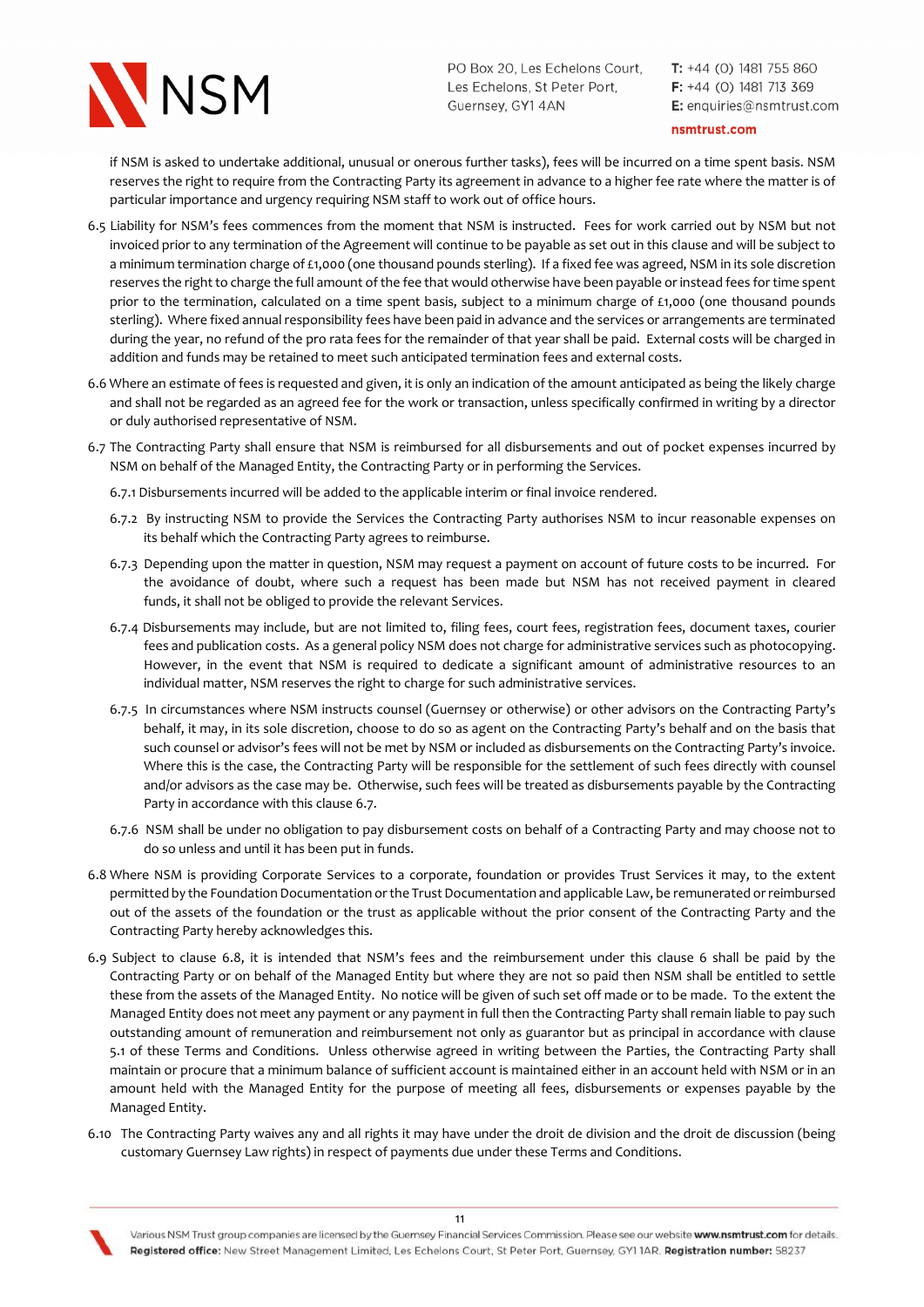if NSM is asked to undertake additional, unusual or onerous further tasks), fees will be incurred on a time spent basis. NSM reserves the right to require from the Contracting Party its agreement in advance to a higher fee rate where the matter is of particular importance and urgency requiring NSM staff to work out of office hours.

6.5 Liability for NSM's fees commences from the moment that NSM is instructed. Fees for work carried out by NSM but not invoiced prior to any termination of the Agreement will continue to be payable as set out in this clause and will be subject to a minimum termination charge of £1,000 (one thousand pounds sterling). If a fixed fee was agreed, NSM in its sole discretion reserves the right to charge the full amount of the fee that would otherwise have been payable or instead fees for time spent prior to the termination, calculated on a time spent basis, subject to a minimum charge of £1,000 (one thousand pounds sterling). Where fixed annual responsibility fees have been paid in advance and the services or arrangements are terminated during the year, no refund of the pro rata fees for the remainder of that year shall be paid. External costs will be charged in addition and funds may be retained to meet such anticipated termination fees and external costs.

6.6 Where an estimate of fees is requested and given, it is only an indication of the amount anticipated as being the likely charge and shall not be regarded as an agreed fee for the work or transaction, unless specifically confirmed in writing by a director or duly authorised representative of NSM.

6.7 The Contracting Party shall ensure that NSM is reimbursed for all disbursements and out of pocket expenses incurred by NSM on behalf of the Managed Entity, the Contracting Party or in performing the Services.

6.7.1 Disbursements incurred will be added to the applicable interim or final invoice rendered.

6.7.2 By instructing NSM to provide the Services the Contracting Party authorises NSM to incur reasonable expenses on its behalf which the Contracting Party agrees to reimburse.

6.7.3 Depending upon the matter in question, NSM may request a payment on account of future costs to be incurred. For the avoidance of doubt, where such a request has been made but NSM has not received payment in cleared funds, it shall not be obliged to provide the relevant Services.

6.7.4 Disbursements may include, but are not limited to, filing fees, court fees, registration fees, document taxes, courier fees and publication costs. As a general policy NSM does not charge for administrative services such as photocopying. However, in the event that NSM is required to dedicate a significant amount of administrative resources to an individual matter, NSM reserves the right to charge for such administrative services.

6.7.5 In circumstances where NSM instructs counsel (Guernsey or otherwise) or other advisors on the Contracting Party's behalf, it may, in its sole discretion, choose to do so as agent on the Contracting Party's behalf and on the basis that such counsel or advisor's fees will not be met by NSM or included as disbursements on the Contracting Party's invoice. Where this is the case, the Contracting Party will be responsible for the settlement of such fees directly with counsel and/or advisors as the case may be. Otherwise, such fees will be treated as disbursements payable by the Contracting Party in accordance with this clause 6.7.

6.7.6 NSM shall be under no obligation to pay disbursement costs on behalf of a Contracting Party and may choose not to do so unless and until it has been put in funds.

6.8 Where NSM is providing Corporate Services to a corporate, foundation or provides Trust Services it may, to the extent permitted by the Foundation Documentation or the Trust Documentation and applicable Law, be remunerated or reimbursed out of the assets of the foundation or the trust as applicable without the prior consent of the Contracting Party and the Contracting Party hereby acknowledges this.

6.9 Subject to clause 6.8, it is intended that NSM's fees and the reimbursement under this clause 6 shall be paid by the Contracting Party or on behalf of the Managed Entity but where they are not so paid then NSM shall be entitled to settle these from the assets of the Managed Entity. No notice will be given of such set off made or to be made. To the extent the Managed Entity does not meet any payment or any payment in full then the Contracting Party shall remain liable to pay such outstanding amount of remuneration and reimbursement not only as guarantor but as principal in accordance with clause 5.1 of these Terms and Conditions. Unless otherwise agreed in writing between the Parties, the Contracting Party shall maintain or procure that a minimum balance of sufficient account is maintained either in an account held with NSM or in an amount held with the Managed Entity for the purpose of meeting all fees, disbursements or expenses payable by the Managed Entity.

6.10 The Contracting Party waives any and all rights it may have under the droit de division and the droit de discussion (being customary Guernsey Law rights) in respect of payments due under these Terms and Conditions.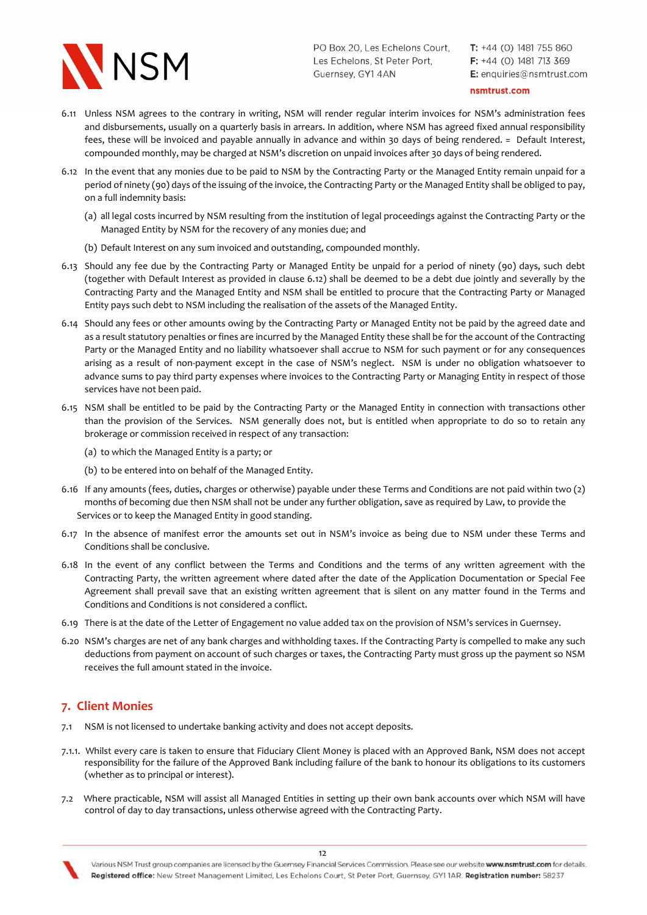6.11 Unless NSM agrees to the contrary in writing, NSM will render regular interim invoices for NSM's administration fees and disbursements, usually on a quarterly basis in arrears. In addition, where NSM has agreed fixed annual responsibility fees, these will be invoiced and payable annually in advance and within 30 days of being rendered. = Default Interest, compounded monthly, may be charged at NSM's discretion on unpaid invoices after 30 days of being rendered.

6.12 In the event that any monies due to be paid to NSM by the Contracting Party or the Managed Entity remain unpaid for a period of ninety (90) days of the issuing of the invoice, the Contracting Party or the Managed Entity shall be obliged to pay, on a full indemnity basis:

(a) all legal costs incurred by NSM resulting from the institution of legal proceedings against the Contracting Party or the Managed Entity by NSM for the recovery of any monies due; and

(b) Default Interest on any sum invoiced and outstanding, compounded monthly.

6.13 Should any fee due by the Contracting Party or Managed Entity be unpaid for a period of ninety (90) days, such debt (together with Default Interest as provided in clause 6.12) shall be deemed to be a debt due jointly and severally by the Contracting Party and the Managed Entity and NSM shall be entitled to procure that the Contracting Party or Managed Entity pays such debt to NSM including the realisation of the assets of the Managed Entity.

6.14 Should any fees or other amounts owing by the Contracting Party or Managed Entity not be paid by the agreed date and as a result statutory penalties or fines are incurred by the Managed Entity these shall be for the account of the Contracting Party or the Managed Entity and no liability whatsoever shall accrue to NSM for such payment or for any consequences arising as a result of non-payment except in the case of NSM's neglect. NSM is under no obligation whatsoever to advance sums to pay third party expenses where invoices to the Contracting Party or Managing Entity in respect of those services have not been paid.

6.15 NSM shall be entitled to be paid by the Contracting Party or the Managed Entity in connection with transactions other than the provision of the Services. NSM generally does not, but is entitled when appropriate to do so to retain any brokerage or commission received in respect of any transaction:

(a) to which the Managed Entity is a party; or

(b) to be entered into on behalf of the Managed Entity.

6.16 If any amounts (fees, duties, charges or otherwise) payable under these Terms and Conditions are not paid within two (2) months of becoming due then NSM shall not be under any further obligation, save as required by Law, to provide the Services or to keep the Managed Entity in good standing.

6.17 In the absence of manifest error the amounts set out in NSM's invoice as being due to NSM under these Terms and Conditions shall be conclusive.

6.18 In the event of any conflict between the Terms and Conditions and the terms of any written agreement with the Contracting Party, the written agreement where dated after the date of the Application Documentation or Special Fee Agreement shall prevail save that an existing written agreement that is silent on any matter found in the Terms and Conditions and Conditions is not considered a conflict.

6.19 There is at the date of the Letter of Engagement no value added tax on the provision of NSM's services in Guernsey.

6.20 NSM's charges are net of any bank charges and withholding taxes. If the Contracting Party is compelled to make any such deductions from payment on account of such charges or taxes, the Contracting Party must gross up the payment so NSM receives the full amount stated in the invoice.

## 7. Client Monies

7.1 NSM is not licensed to undertake banking activity and does not accept deposits.

7.1.1. Whilst every care is taken to ensure that Fiduciary Client Money is placed with an Approved Bank, NSM does not accept responsibility for the failure of the Approved Bank including failure of the bank to honour its obligations to its customers (whether as to principal or interest).

7.2 Where practicable, NSM will assist all Managed Entities in setting up their own bank accounts over which NSM will have control of day to day transactions, unless otherwise agreed with the Contracting Party.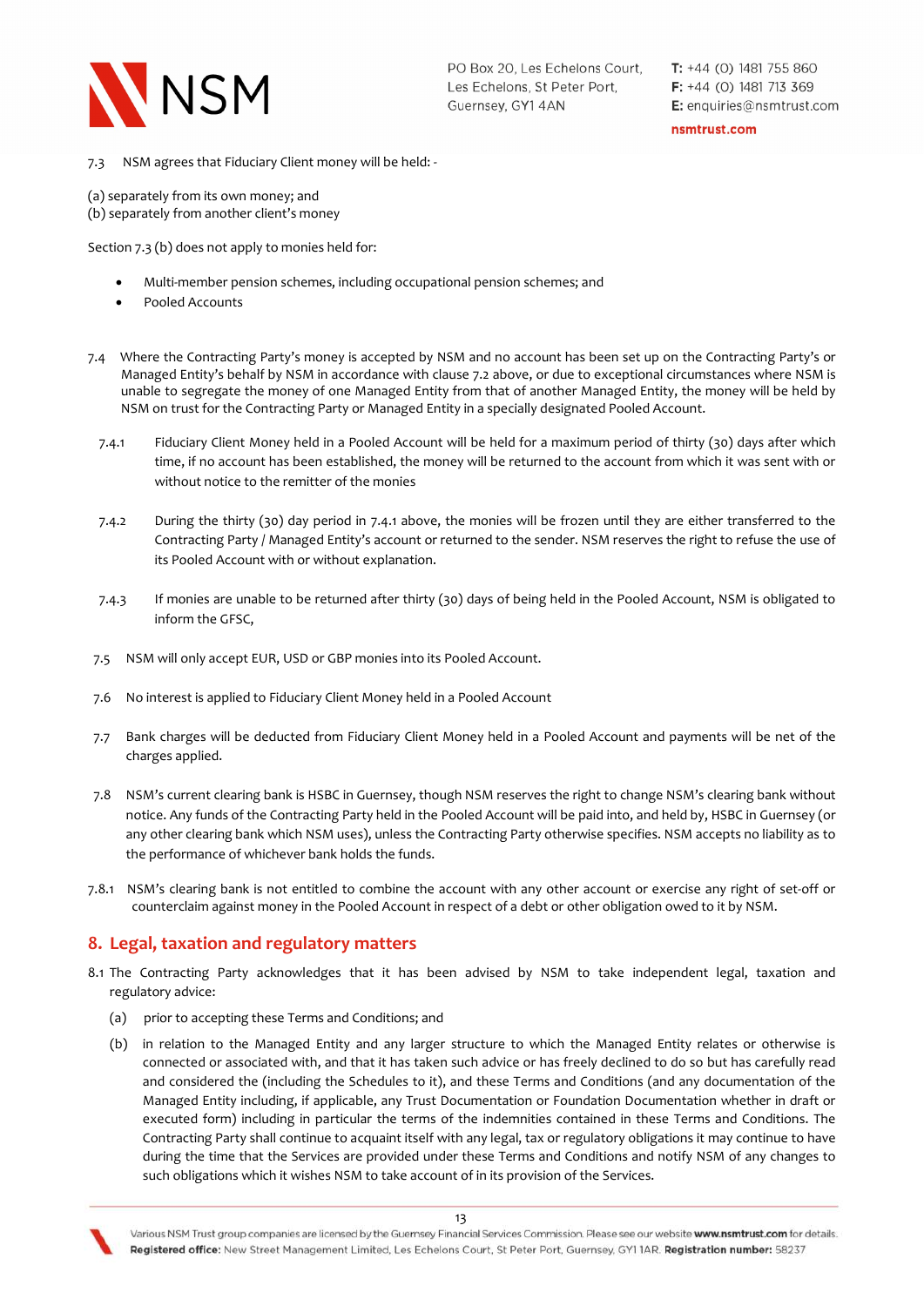7.3 NSM agrees that Fiduciary Client money will be held: -

(a) separately from its own money; and
(b) separately from another client's money

Section 7.3 (b) does not apply to monies held for:

- Multi-member pension schemes, including occupational pension schemes; and
- Pooled Accounts

7.4 Where the Contracting Party's money is accepted by NSM and no account has been set up on the Contracting Party's or Managed Entity's behalf by NSM in accordance with clause 7.2 above, or due to exceptional circumstances where NSM is unable to segregate the money of one Managed Entity from that of another Managed Entity, the money will be held by NSM on trust for the Contracting Party or Managed Entity in a specially designated Pooled Account.

7.4.1 Fiduciary Client Money held in a Pooled Account will be held for a maximum period of thirty (30) days after which time, if no account has been established, the money will be returned to the account from which it was sent with or without notice to the remitter of the monies

7.4.2 During the thirty (30) day period in 7.4.1 above, the monies will be frozen until they are either transferred to the Contracting Party / Managed Entity's account or returned to the sender. NSM reserves the right to refuse the use of its Pooled Account with or without explanation.

7.4.3 If monies are unable to be returned after thirty (30) days of being held in the Pooled Account, NSM is obligated to inform the GFSC,

7.5 NSM will only accept EUR, USD or GBP monies into its Pooled Account.

7.6 No interest is applied to Fiduciary Client Money held in a Pooled Account

7.7 Bank charges will be deducted from Fiduciary Client Money held in a Pooled Account and payments will be net of the charges applied.

7.8 NSM's current clearing bank is HSBC in Guernsey, though NSM reserves the right to change NSM's clearing bank without notice. Any funds of the Contracting Party held in the Pooled Account will be paid into, and held by, HSBC in Guernsey (or any other clearing bank which NSM uses), unless the Contracting Party otherwise specifies. NSM accepts no liability as to the performance of whichever bank holds the funds.

7.8.1 NSM's clearing bank is not entitled to combine the account with any other account or exercise any right of set-off or counterclaim against money in the Pooled Account in respect of a debt or other obligation owed to it by NSM.

## 8. Legal, taxation and regulatory matters

8.1 The Contracting Party acknowledges that it has been advised by NSM to take independent legal, taxation and regulatory advice:

(a) prior to accepting these Terms and Conditions; and

(b) in relation to the Managed Entity and any larger structure to which the Managed Entity relates or otherwise is connected with or associated with, and that it has taken such advice or has freely declined to do so but has carefully read and considered the (including the Schedules to it), and these Terms and Conditions (and any documentation of the Managed Entity including, if applicable, any Trust Documentation or Foundation Documentation whether in draft or executed form) including in particular the terms of the indemnities contained in these Terms and Conditions. The Contracting Party shall continue to acquaint itself with any legal, tax or regulatory obligations it may continue to have during the time that the Services are provided under these Terms and Conditions and notify NSM of any changes to such obligations which it wishes NSM to take account of in its provision of the Services.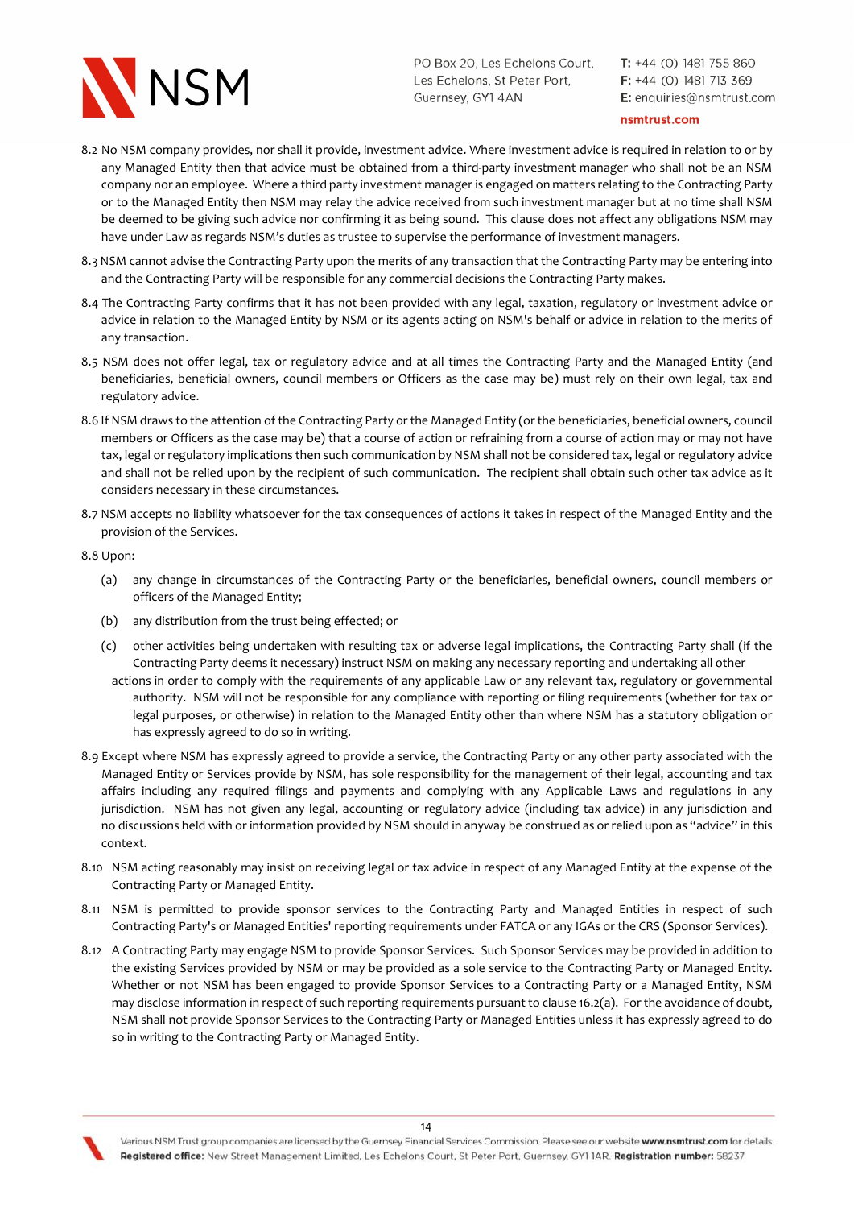8.2 No NSM company provides, nor shall it provide, investment advice. Where investment advice is required in relation to or by any Managed Entity then that advice must be obtained from a third-party investment manager who shall not be an NSM company nor an employee. Where a third party investment manager is engaged on matters relating to the Contracting Party or to the Managed Entity then NSM may relay the advice received from such investment manager but at no time shall NSM be deemed to be giving such advice nor confirming it as being sound. This clause does not affect any obligations NSM may have under Law as regards NSM's duties as trustee to supervise the performance of investment managers.

8.3 NSM cannot advise the Contracting Party upon the merits of any transaction that the Contracting Party may be entering into and the Contracting Party will be responsible for any commercial decisions the Contracting Party makes.

8.4 The Contracting Party confirms that it has not been provided with any legal, taxation, regulatory or investment advice or advice in relation to the Managed Entity by NSM or its agents acting on NSM's behalf or advice in relation to the merits of any transaction.

8.5 NSM does not offer legal, tax or regulatory advice and at all times the Contracting Party and the Managed Entity (and beneficiaries, beneficial owners, council members or Officers as the case may be) must rely on their own legal, tax and regulatory advice.

8.6 If NSM draws to the attention of the Contracting Party or the Managed Entity (or the beneficiaries, beneficial owners, council members or Officers as the case may be) that a course of action or refraining from a course of action may or may not have tax, legal or regulatory implications then such communication by NSM shall not be considered tax, legal or regulatory advice and shall not be relied upon by the recipient of such communication. The recipient shall obtain such other tax advice as it considers necessary in these circumstances.

8.7 NSM accepts no liability whatsoever for the tax consequences of actions it takes in respect of the Managed Entity and the provision of the Services.

8.8 Upon:

(a) any change in circumstances of the Contracting Party or the beneficiaries, beneficial owners, council members or officers of the Managed Entity;

(b) any distribution from the trust being effected; or

(c) other activities being undertaken with resulting tax or adverse legal implications, the Contracting Party shall (if the Contracting Party deems it necessary) instruct NSM on making any necessary reporting and undertaking all other actions in order to comply with the requirements of any applicable Law or any relevant tax, regulatory or governmental authority. NSM will not be responsible for any compliance with reporting or filing requirements (whether for tax or legal purposes, or otherwise) in relation to the Managed Entity other than where NSM has a statutory obligation or has expressly agreed to do so in writing.

8.9 Except where NSM has expressly agreed to provide a service, the Contracting Party or any other party associated with the Managed Entity or Services provide by NSM, has sole responsibility for the management of their legal, accounting and tax affairs including any required filings and payments and complying with any Applicable Laws and regulations in any jurisdiction. NSM has not given any legal, accounting or regulatory advice (including tax advice) in any jurisdiction and no discussions held with or information provided by NSM should in anyway be construed as or relied upon as "advice" in this context.

8.10 NSM acting reasonably may insist on receiving legal or tax advice in respect of any Managed Entity at the expense of the Contracting Party or Managed Entity.

8.11 NSM is permitted to provide sponsor services to the Contracting Party and Managed Entities in respect of such Contracting Party's or Managed Entities' reporting requirements under FATCA or any IGAs or the CRS (Sponsor Services).

8.12 A Contracting Party may engage NSM to provide Sponsor Services. Such Sponsor Services may be provided in addition to the existing Services provided by NSM or may be provided as a sole service to the Contracting Party or Managed Entity. Whether or not NSM has been engaged to provide Sponsor Services to a Contracting Party or a Managed Entity, NSM may disclose information in respect of such reporting requirements pursuant to clause 16.2(a). For the avoidance of doubt, NSM shall not provide Sponsor Services to the Contracting Party or Managed Entities unless it has expressly agreed to do so in writing to the Contracting Party or Managed Entity.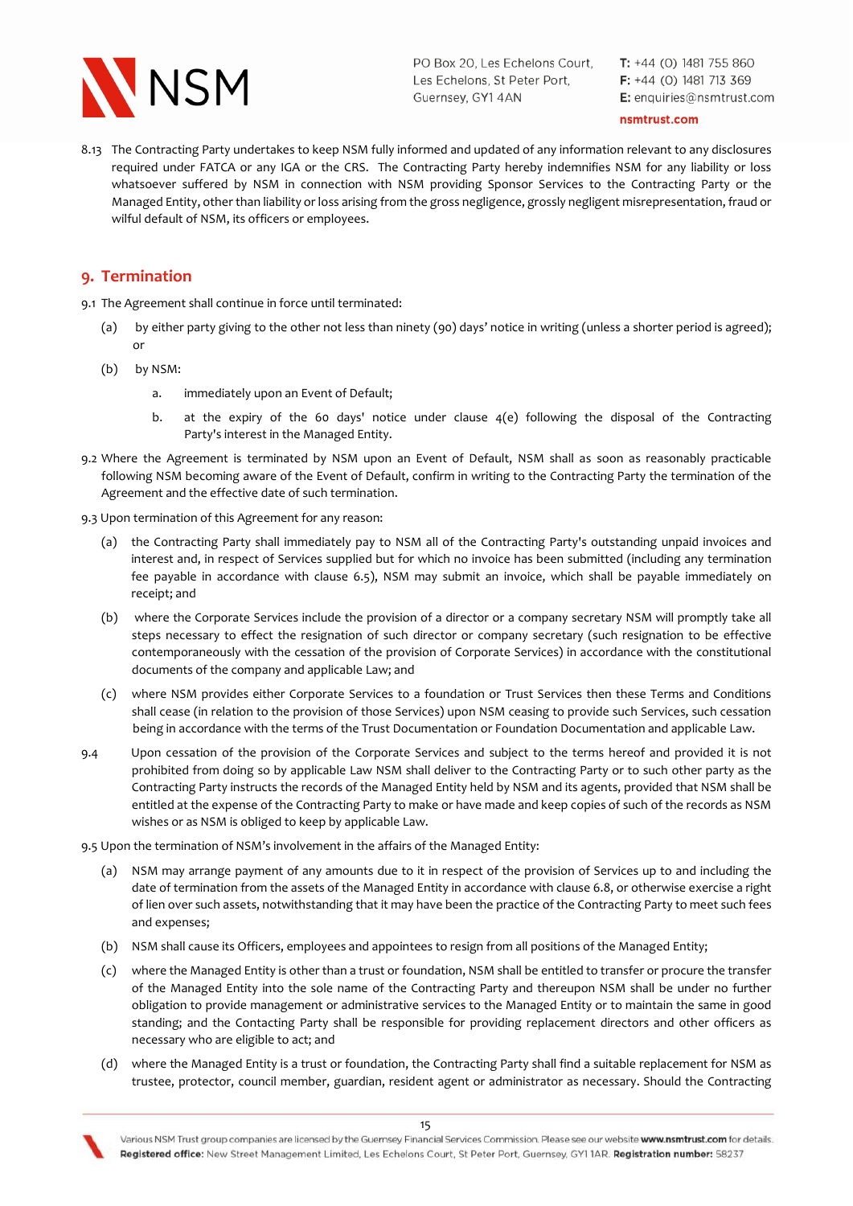8.13 The Contracting Party undertakes to keep NSM fully informed and updated of any information relevant to any disclosures required under FATCA or any IGA or the CRS. The Contracting Party hereby indemnifies NSM for any liability or loss whatsoever suffered by NSM in connection with NSM providing Sponsor Services to the Contracting Party or the Managed Entity, other than liability or loss arising from the gross negligence, grossly negligent misrepresentation, fraud or wilful default of NSM, its officers or employees.

## 9. Termination

9.1 The Agreement shall continue in force until terminated:

(a) by either party giving to the other not less than ninety (90) days' notice in writing (unless a shorter period is agreed); or

(b) by NSM:

a. immediately upon an Event of Default;

b. at the expiry of the 60 days' notice under clause 4(e) following the disposal of the Contracting Party's interest in the Managed Entity.

9.2 Where the Agreement is terminated by NSM upon an Event of Default, NSM shall as soon as reasonably practicable following NSM becoming aware of the Event of Default, confirm in writing to the Contracting Party the termination of the Agreement and the effective date of such termination.

9.3 Upon termination of this Agreement for any reason:

(a) the Contracting Party shall immediately pay to NSM all of the Contracting Party's outstanding unpaid invoices and interest and, in respect of Services supplied but for which no invoice has been submitted (including any termination fee payable in accordance with clause 6.5), NSM may submit an invoice, which shall be payable immediately on receipt; and

(b) where the Corporate Services include the provision of a director or a company secretary NSM will promptly take all steps necessary to effect the resignation of such director or company secretary (such resignation to be effective contemporaneously with the cessation of the provision of Corporate Services) in accordance with the constitutional documents of the company and applicable Law; and

(c) where NSM provides either Corporate Services to a foundation or Trust Services then these Terms and Conditions shall cease (in relation to the provision of those Services) upon NSM ceasing to provide such Services, such cessation being in accordance with the terms of the Trust Documentation or Foundation Documentation and applicable Law.

9.4 Upon cessation of the provision of the Corporate Services and subject to the terms hereof and provided it is not prohibited from doing so by applicable Law NSM shall deliver to the Contracting Party or to such other party as the Contracting Party instructs the records of the Managed Entity held by NSM and its agents, provided that NSM shall be entitled at the expense of the Contracting Party to make or have made and keep copies of such of the records as NSM wishes or as NSM is obliged to keep by applicable Law.

9.5 Upon the termination of NSM's involvement in the affairs of the Managed Entity:

(a) NSM may arrange payment of any amounts due to it in respect of the provision of Services up to and including the date of termination from the assets of the Managed Entity in accordance with clause 6.8, or otherwise exercise a right of lien over such assets, notwithstanding that it may have been the practice of the Contracting Party to meet such fees and expenses;

(b) NSM shall cause its Officers, employees and appointees to resign from all positions of the Managed Entity;

(c) where the Managed Entity is other than a trust or foundation, NSM shall be entitled to transfer or procure the transfer of the Managed Entity into the sole name of the Contracting Party and thereupon NSM shall be under no further obligation to provide management or administrative services to the Managed Entity or to maintain the same in good standing; and the Contacting Party shall be responsible for providing replacement directors and other officers as necessary who are eligible to act; and

(d) where the Managed Entity is a trust or foundation, the Contracting Party shall find a suitable replacement for NSM as trustee, protector, council member, guardian, resident agent or administrator as necessary. Should the Contracting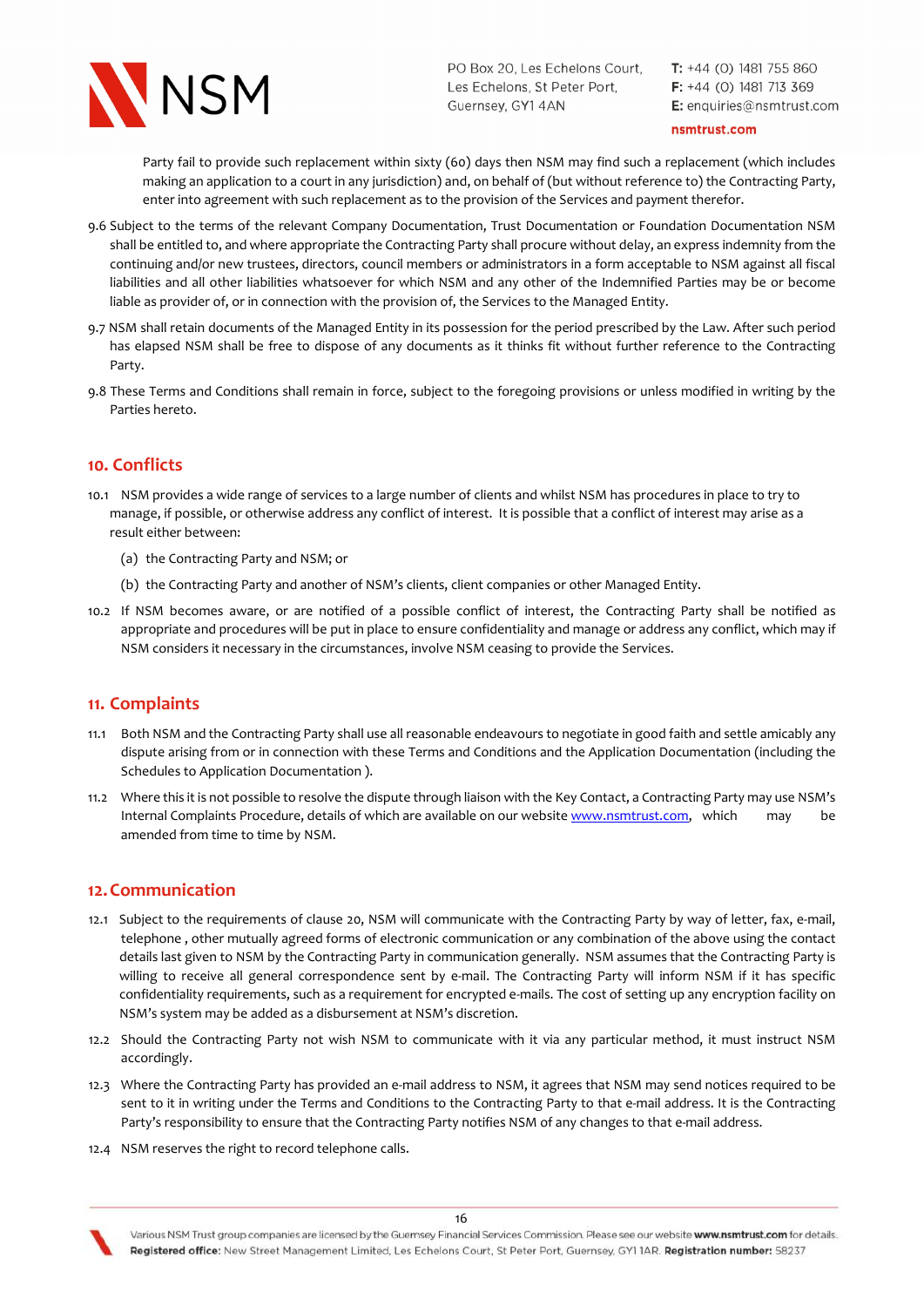Party fail to provide such replacement within sixty (60) days then NSM may find such a replacement (which includes making an application to a court in any jurisdiction) and, on behalf of (but without reference to) the Contracting Party, enter into agreement with such replacement as to the provision of the Services and payment therefor.

9.6 Subject to the terms of the relevant Company Documentation, Trust Documentation or Foundation Documentation NSM shall be entitled to, and where appropriate the Contracting Party shall procure without delay, an express indemnity from the continuing and/or new trustees, directors, council members or administrators in a form acceptable to NSM against all fiscal liabilities and all other liabilities whatsoever for which NSM and any other of the Indemnified Parties may be or become liable as provider of, or in connection with the provision of, the Services to the Managed Entity.

9.7 NSM shall retain documents of the Managed Entity in its possession for the period prescribed by the Law. After such period has elapsed NSM shall be free to dispose of any documents as it thinks fit without further reference to the Contracting Party.

9.8 These Terms and Conditions shall remain in force, subject to the foregoing provisions or unless modified in writing by the Parties hereto.

## 10. Conflicts

10.1 NSM provides a wide range of services to a large number of clients and whilst NSM has procedures in place to try to manage, if possible, or otherwise address any conflict of interest. It is possible that a conflict of interest may arise as a result either between:

(a) the Contracting Party and NSM; or

(b) the Contracting Party and another of NSM's clients, client companies or other Managed Entity.

10.2 If NSM becomes aware, or are notified of a possible conflict of interest, the Contracting Party shall be notified as appropriate and procedures will be put in place to ensure confidentiality and manage or address any conflict, which may if NSM considers it necessary in the circumstances, involve NSM ceasing to provide the Services.

## 11. Complaints

11.1 Both NSM and the Contracting Party shall use all reasonable endeavours to negotiate in good faith and settle amicably any dispute arising from or in connection with these Terms and Conditions and the Application Documentation (including the Schedules to Application Documentation ).

11.2 Where this it is not possible to resolve the dispute through liaison with the Key Contact, a Contracting Party may use NSM's Internal Complaints Procedure, details of which are available on our website [www.nsmtrust.com](www.nsmtrust.com), which may be amended from time to time by NSM.

## 12. Communication

12.1 Subject to the requirements of clause 20, NSM will communicate with the Contracting Party by way of letter, fax, e-mail, telephone , other mutually agreed forms of electronic communication or any combination of the above using the contact details last given to NSM by the Contracting Party in communication generally. NSM assumes that the Contracting Party is willing to receive all general correspondence sent by e-mail. The Contracting Party will inform NSM if it has specific confidentiality requirements, such as a requirement for encrypted e-mails. The cost of setting up any encryption facility on NSM's system may be added as a disbursement at NSM's discretion.

12.2 Should the Contracting Party not wish NSM to communicate with it via any particular method, it must instruct NSM accordingly.

12.3 Where the Contracting Party has provided an e-mail address to NSM, it agrees that NSM may send notices required to be sent to it in writing under the Terms and Conditions to the Contracting Party to that e-mail address. It is the Contracting Party's responsibility to ensure that the Contracting Party notifies NSM of any changes to that e-mail address.

12.4 NSM reserves the right to record telephone calls.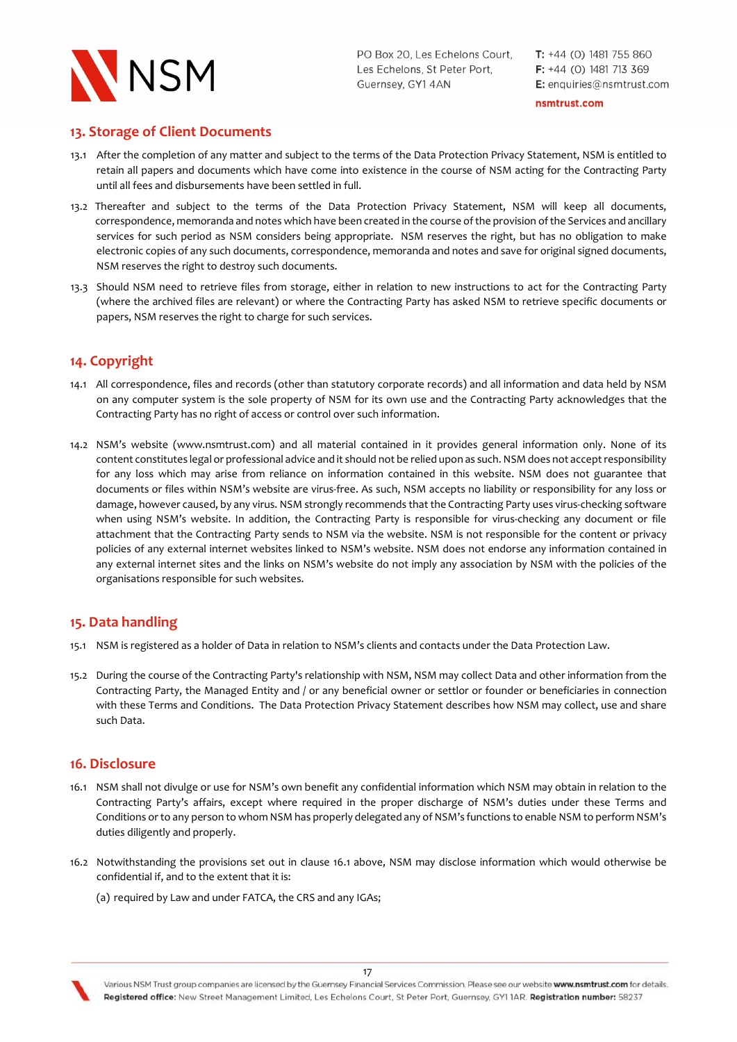## 13. Storage of Client Documents

13.1 After the completion of any matter and subject to the terms of the Data Protection Privacy Statement, NSM is entitled to retain all papers and documents which have come into existence in the course of NSM acting for the Contracting Party until all fees and disbursements have been settled in full.

13.2 Thereafter and subject to the terms of the Data Protection Privacy Statement, NSM will keep all documents, correspondence, memoranda and notes which have been created in the course of the provision of the Services and ancillary services for such period as NSM considers being appropriate. NSM reserves the right, but has no obligation to make electronic copies of any such documents, correspondence, memoranda and notes and save for original signed documents, NSM reserves the right to destroy such documents.

13.3 Should NSM need to retrieve files from storage, either in relation to new instructions to act for the Contracting Party (where the archived files are relevant) or where the Contracting Party has asked NSM to retrieve specific documents or papers, NSM reserves the right to charge for such services.

## 14. Copyright

14.1 All correspondence, files and records (other than statutory corporate records) and all information and data held by NSM on any computer system is the sole property of NSM for its own use and the Contracting Party acknowledges that the Contracting Party has no right of access or control over such information.

14.2 NSM's website (www.nsmtrust.com) and all material contained in it provides general information only. None of its content constitutes legal or professional advice and it should not be relied upon as such. NSM does not accept responsibility for any loss which may arise from reliance on information contained in this website. NSM does not guarantee that documents or files within NSM's website are virus-free. As such, NSM accepts no liability or responsibility for any loss or damage, however caused, by any virus. NSM strongly recommends that the Contracting Party uses virus-checking software when using NSM's website. In addition, the Contracting Party is responsible for virus-checking any document or file attachment that the Contracting Party sends to NSM via the website. NSM is not responsible for the content or privacy policies of any external internet websites linked to NSM's website. NSM does not endorse any information contained in any external internet sites and the links on NSM's website do not imply any association by NSM with the policies of the organisations responsible for such websites.

## 15. Data handling

15.1 NSM is registered as a holder of Data in relation to NSM's clients and contacts under the Data Protection Law.

15.2 During the course of the Contracting Party's relationship with NSM, NSM may collect Data and other information from the Contracting Party, the Managed Entity and / or any beneficial owner or settlor or founder or beneficiaries in connection with these Terms and Conditions. The Data Protection Privacy Statement describes how NSM may collect, use and share such Data.

## 16. Disclosure

16.1 NSM shall not divulge or use for NSM's own benefit any confidential information which NSM may obtain in relation to the Contracting Party's affairs, except where required in the proper discharge of NSM's duties under these Terms and Conditions or to any person to whom NSM has properly delegated any of NSM's functions to enable NSM to perform NSM's duties diligently and properly.

16.2 Notwithstanding the provisions set out in clause 16.1 above, NSM may disclose information which would otherwise be confidential if, and to the extent that it is:

(a) required by Law and under FATCA, the CRS and any IGAs;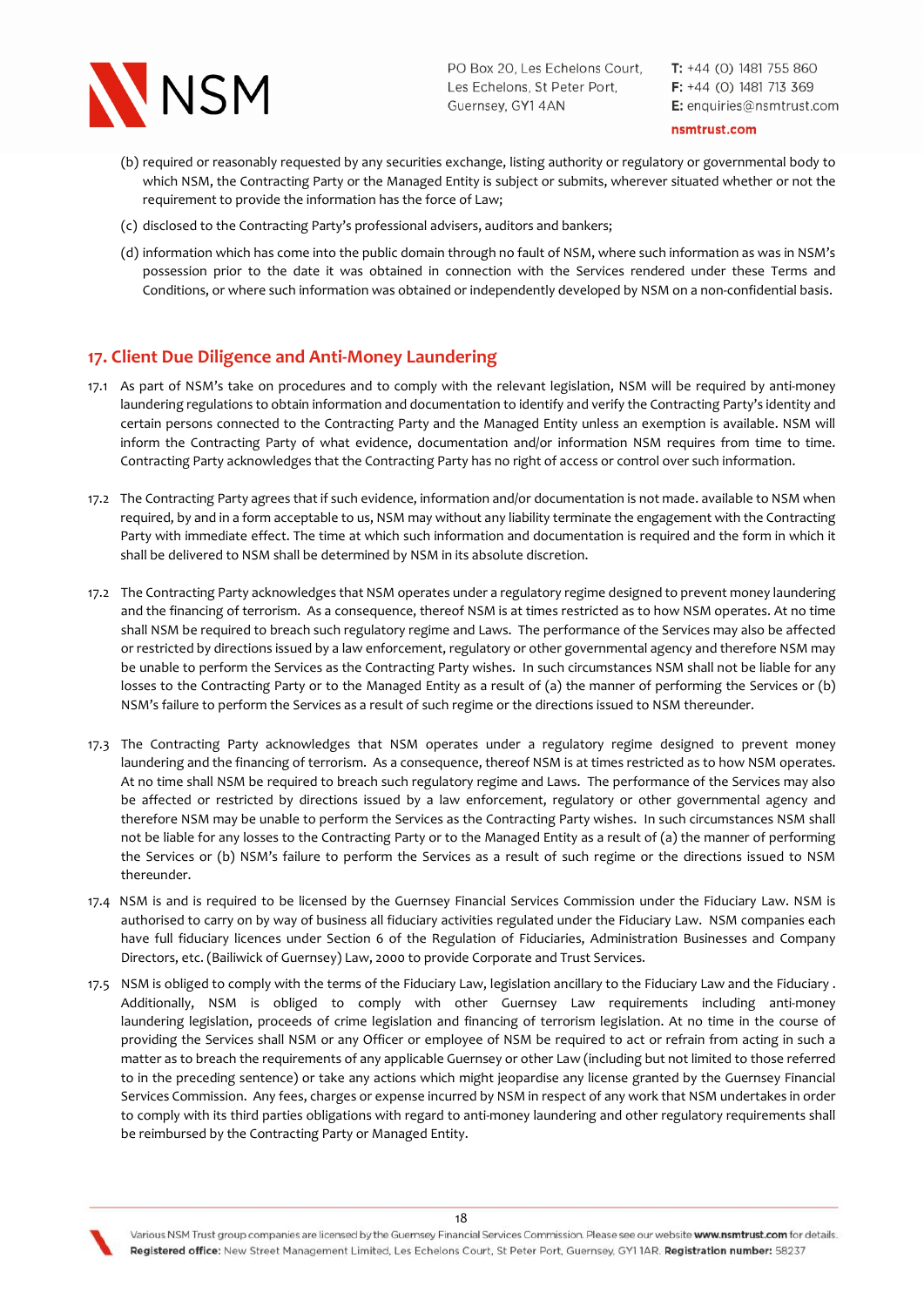(b) required or reasonably requested by any securities exchange, listing authority or regulatory or governmental body to which NSM, the Contracting Party or the Managed Entity is subject or submits, wherever situated whether or not the requirement to provide the information has the force of Law;

(c) disclosed to the Contracting Party's professional advisers, auditors and bankers;

(d) information which has come into the public domain through no fault of NSM, where such information as was in NSM's possession prior to the date it was obtained in connection with the Services rendered under these Terms and Conditions, or where such information was obtained or independently developed by NSM on a non-confidential basis.

## 17. Client Due Diligence and Anti-Money Laundering

17.1 As part of NSM's take on procedures and to comply with the relevant legislation, NSM will be required by anti-money laundering regulations to obtain information and documentation to identify and verify the Contracting Party's identity and certain persons connected to the Contracting Party and the Managed Entity unless an exemption is available. NSM will inform the Contracting Party of what evidence, documentation and/or information NSM requires from time to time. Contracting Party acknowledges that the Contracting Party has no right of access or control over such information.

17.2 The Contracting Party agrees that if such evidence, information and/or documentation is not made. available to NSM when required, by and in a form acceptable to us, NSM may without any liability terminate the engagement with the Contracting Party with immediate effect. The time at which such information and documentation is required and the form in which it shall be delivered to NSM shall be determined by NSM in its absolute discretion.

17.2 The Contracting Party acknowledges that NSM operates under a regulatory regime designed to prevent money laundering and the financing of terrorism. As a consequence, thereof NSM is at times restricted as to how NSM operates. At no time shall NSM be required to breach such regulatory regime and Laws. The performance of the Services may also be affected or restricted by directions issued by a law enforcement, regulatory or other governmental agency and therefore NSM may be unable to perform the Services as the Contracting Party wishes. In such circumstances NSM shall not be liable for any losses to the Contracting Party or to the Managed Entity as a result of (a) the manner of performing the Services or (b) NSM's failure to perform the Services as a result of such regime or the directions issued to NSM thereunder.

17.3 The Contracting Party acknowledges that NSM operates under a regulatory regime designed to prevent money laundering and the financing of terrorism. As a consequence, thereof NSM is at times restricted as to how NSM operates. At no time shall NSM be required to breach such regulatory regime and Laws. The performance of the Services may also be affected or restricted by directions issued by a law enforcement, regulatory or other governmental agency and therefore NSM may be unable to perform the Services as the Contracting Party wishes. In such circumstances NSM shall not be liable for any losses to the Contracting Party or to the Managed Entity as a result of (a) the manner of performing the Services or (b) NSM's failure to perform the Services as a result of such regime or the directions issued to NSM thereunder.

17.4 NSM is and is required to be licensed by the Guernsey Financial Services Commission under the Fiduciary Law. NSM is authorised to carry on by way of business all fiduciary activities regulated under the Fiduciary Law. NSM companies each have full fiduciary licences under Section 6 of the Regulation of Fiduciaries, Administration Businesses and Company Directors, etc. (Bailiwick of Guernsey) Law, 2000 to provide Corporate and Trust Services.

17.5 NSM is obliged to comply with the terms of the Fiduciary Law, legislation ancillary to the Fiduciary Law and the Fiduciary . Additionally, NSM is obliged to comply with other Guernsey Law requirements including anti-money laundering legislation, proceeds of crime legislation and financing of terrorism legislation. At no time in the course of providing the Services shall NSM or any Officer or employee of NSM be required to act or refrain from acting in such a matter as to breach the requirements of any applicable Guernsey or other Law (including but not limited to those referred to in the preceding sentence) or take any actions which might jeopardise any license granted by the Guernsey Financial Services Commission. Any fees, charges or expense incurred by NSM in respect of any work that NSM undertakes in order to comply with its third parties obligations with regard to anti-money laundering and other regulatory requirements shall be reimbursed by the Contracting Party or Managed Entity.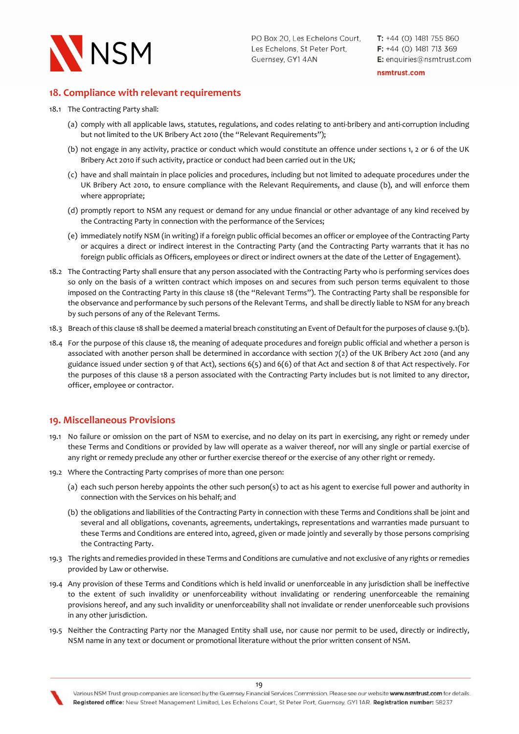## 18. Compliance with relevant requirements

18.1 The Contracting Party shall:

(a) comply with all applicable laws, statutes, regulations, and codes relating to anti-bribery and anti-corruption including but not limited to the UK Bribery Act 2010 (the "Relevant Requirements");

(b) not engage in any activity, practice or conduct which would constitute an offence under sections 1, 2 or 6 of the UK Bribery Act 2010 if such activity, practice or conduct had been carried out in the UK;

(c) have and shall maintain in place policies and procedures, including but not limited to adequate procedures under the UK Bribery Act 2010, to ensure compliance with the Relevant Requirements, and clause (b), and will enforce them where appropriate;

(d) promptly report to NSM any request or demand for any undue financial or other advantage of any kind received by the Contracting Party in connection with the performance of the Services;

(e) immediately notify NSM (in writing) if a foreign public official becomes an officer or employee of the Contracting Party or acquires a direct or indirect interest in the Contracting Party (and the Contracting Party warrants that it has no foreign public officials as Officers, employees or direct or indirect owners at the date of the Letter of Engagement).

18.2 The Contracting Party shall ensure that any person associated with the Contracting Party who is performing services does so only on the basis of a written contract which imposes on and secures from such person terms equivalent to those imposed on the Contracting Party in this clause 18 (the "Relevant Terms"). The Contracting Party shall be responsible for the observance and performance by such persons of the Relevant Terms, and shall be directly liable to NSM for any breach by such persons of any of the Relevant Terms.

18.3 Breach of this clause 18 shall be deemed a material breach constituting an Event of Default for the purposes of clause 9.1(b).

18.4 For the purpose of this clause 18, the meaning of adequate procedures and foreign public official and whether a person is associated with another person shall be determined in accordance with section 7(2) of the UK Bribery Act 2010 (and any guidance issued under section 9 of that Act), sections 6(5) and 6(6) of that Act and section 8 of that Act respectively. For the purposes of this clause 18 a person associated with the Contracting Party includes but is not limited to any director, officer, employee or contractor.

## 19. Miscellaneous Provisions

19.1 No failure or omission on the part of NSM to exercise, and no delay on its part in exercising, any right or remedy under these Terms and Conditions or provided by law will operate as a waiver thereof, nor will any single or partial exercise of any right or remedy preclude any other or further exercise thereof or the exercise of any other right or remedy.

19.2 Where the Contracting Party comprises of more than one person:

(a) each such person hereby appoints the other such person(s) to act as his agent to exercise full power and authority in connection with the Services on his behalf; and

(b) the obligations and liabilities of the Contracting Party in connection with these Terms and Conditions shall be joint and several and all obligations, covenants, agreements, undertakings, representations and warranties made pursuant to these Terms and Conditions are entered into, agreed, given or made jointly and severally by those persons comprising the Contracting Party.

19.3 The rights and remedies provided in these Terms and Conditions are cumulative and not exclusive of any rights or remedies provided by Law or otherwise.

19.4 Any provision of these Terms and Conditions which is held invalid or unenforceable in any jurisdiction shall be ineffective to the extent of such invalidity or unenforceability without invalidating or rendering unenforceable the remaining provisions hereof, and any such invalidity or unenforceability shall not invalidate or render unenforceable such provisions in any other jurisdiction.

19.5 Neither the Contracting Party nor the Managed Entity shall use, nor cause nor permit to be used, directly or indirectly, NSM name in any text or document or promotional literature without the prior written consent of NSM.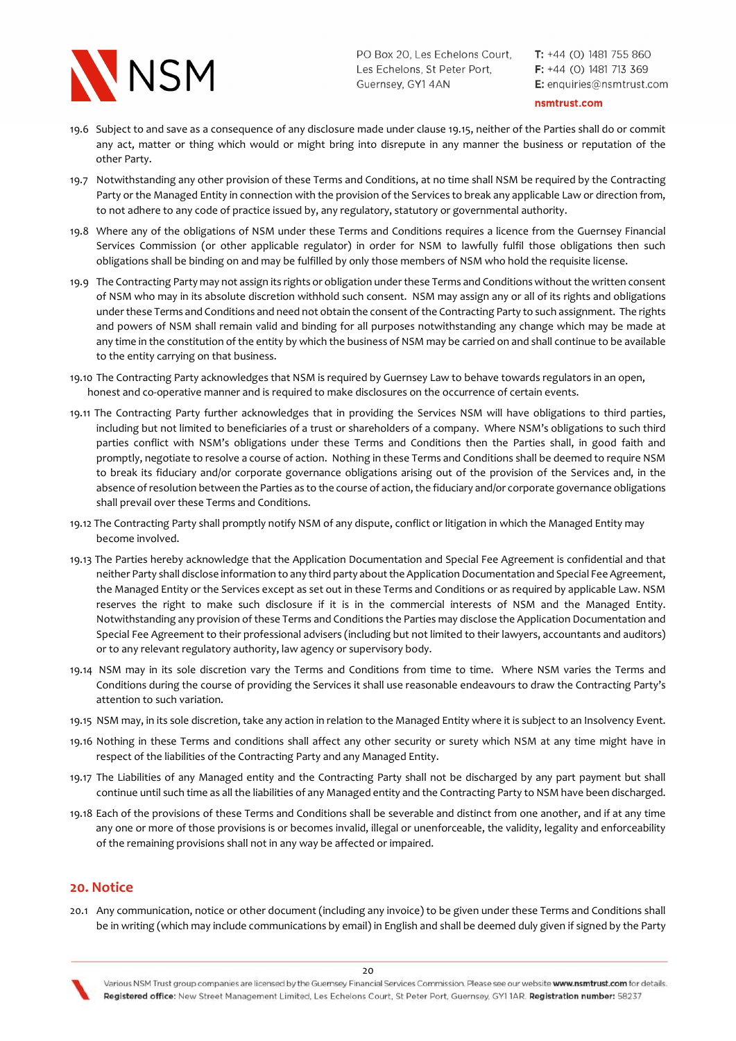19.6 Subject to and save as a consequence of any disclosure made under clause 19.15, neither of the Parties shall do or commit any act, matter or thing which would or might bring into disrepute in any manner the business or reputation of the other Party.

19.7 Notwithstanding any other provision of these Terms and Conditions, at no time shall NSM be required by the Contracting Party or the Managed Entity in connection with the provision of the Services to break any applicable Law or direction from, to not adhere to any code of practice issued by, any regulatory, statutory or governmental authority.

19.8 Where any of the obligations of NSM under these Terms and Conditions requires a licence from the Guernsey Financial Services Commission (or other applicable regulator) in order for NSM to lawfully fulfil those obligations then such obligations shall be binding on and may be fulfilled by only those members of NSM who hold the requisite license.

19.9 The Contracting Party may not assign its rights or obligation under these Terms and Conditions without the written consent of NSM who may in its absolute discretion withhold such consent. NSM may assign any or all of its rights and obligations under these Terms and Conditions and need not obtain the consent of the Contracting Party to such assignment. The rights and powers of NSM shall remain valid and binding for all purposes notwithstanding any change which may be made at any time in the constitution of the entity by which the business of NSM may be carried on and shall continue to be available to the entity carrying on that business.

19.10 The Contracting Party acknowledges that NSM is required by Guernsey Law to behave towards regulators in an open, honest and co-operative manner and is required to make disclosures on the occurrence of certain events.

19.11 The Contracting Party further acknowledges that in providing the Services NSM will have obligations to third parties, including but not limited to beneficiaries of a trust or shareholders of a company. Where NSM's obligations to such third parties conflict with NSM's obligations under these Terms and Conditions then the Parties shall, in good faith and promptly, negotiate to resolve a course of action. Nothing in these Terms and Conditions shall be deemed to require NSM to break its fiduciary and/or corporate governance obligations arising out of the provision of the Services and, in the absence of resolution between the Parties as to the course of action, the fiduciary and/or corporate governance obligations shall prevail over these Terms and Conditions.

19.12 The Contracting Party shall promptly notify NSM of any dispute, conflict or litigation in which the Managed Entity may become involved.

19.13 The Parties hereby acknowledge that the Application Documentation and Special Fee Agreement is confidential and that neither Party shall disclose information to any third party about the Application Documentation and Special Fee Agreement, the Managed Entity or the Services except as set out in these Terms and Conditions or as required by applicable Law. NSM reserves the right to make such disclosure if it is in the commercial interests of NSM and the Managed Entity. Notwithstanding any provision of these Terms and Conditions the Parties may disclose the Application Documentation and Special Fee Agreement to their professional advisers (including but not limited to their lawyers, accountants and auditors) or to any relevant regulatory authority, law agency or supervisory body.

19.14 NSM may in its sole discretion vary the Terms and Conditions from time to time. Where NSM varies the Terms and Conditions during the course of providing the Services it shall use reasonable endeavours to draw the Contracting Party's attention to such variation.

19.15 NSM may, in its sole discretion, take any action in relation to the Managed Entity where it is subject to an Insolvency Event.

19.16 Nothing in these Terms and conditions shall affect any other security or surety which NSM at any time might have in respect of the liabilities of the Contracting Party and any Managed Entity.

19.17 The Liabilities of any Managed entity and the Contracting Party shall not be discharged by any part payment but shall continue until such time as all the liabilities of any Managed entity and the Contracting Party to NSM have been discharged.

19.18 Each of the provisions of these Terms and Conditions shall be severable and distinct from one another, and if at any time any one or more of those provisions is or becomes invalid, illegal or unenforceable, the validity, legality and enforceability of the remaining provisions shall not in any way be affected or impaired.

## 20. Notice

20.1 Any communication, notice or other document (including any invoice) to be given under these Terms and Conditions shall be in writing (which may include communications by email) in English and shall be deemed duly given if signed by the Party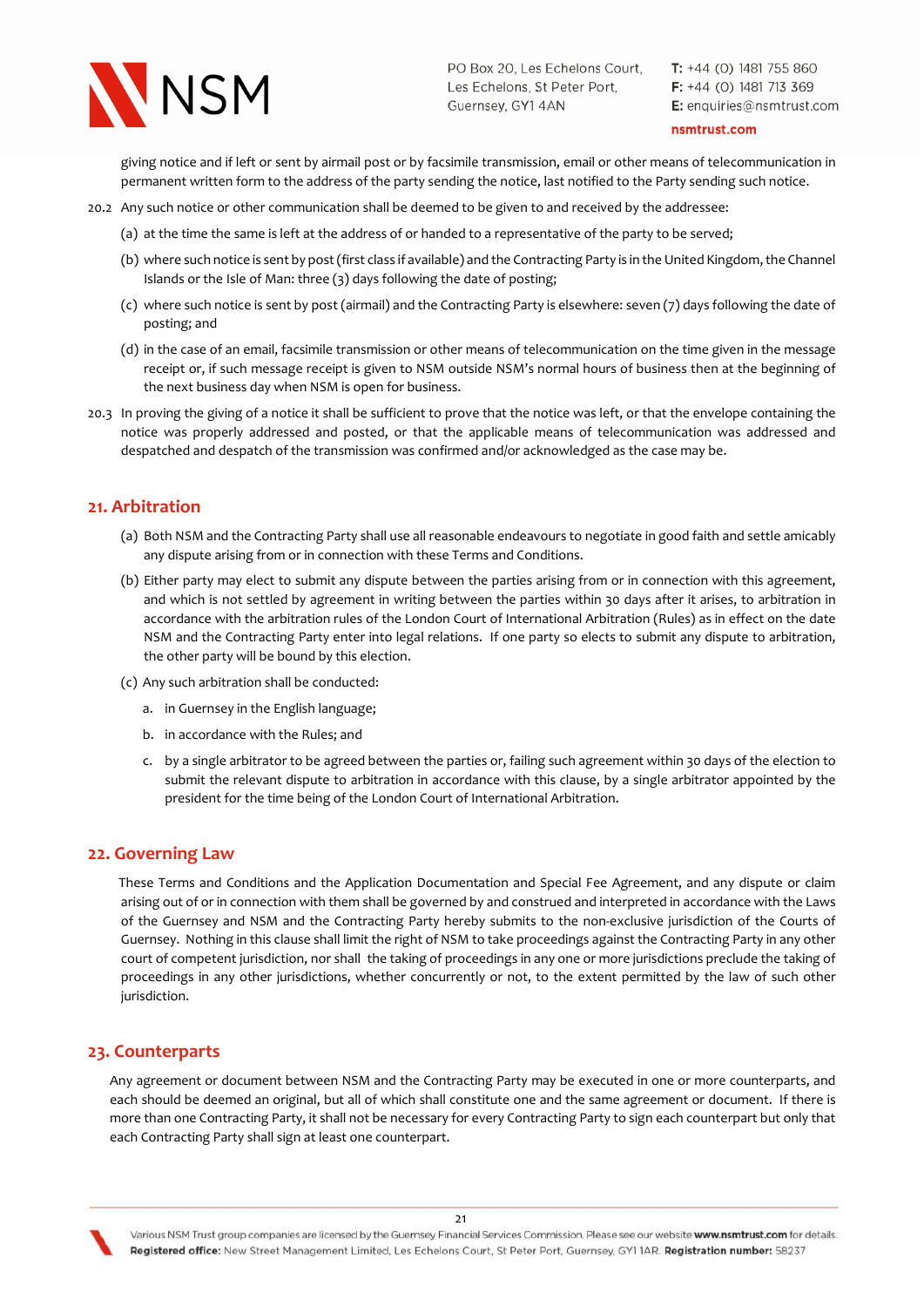giving notice and if left or sent by airmail post or by facsimile transmission, email or other means of telecommunication in permanent written form to the address of the party sending the notice, last notified to the Party sending such notice.

20.2 Any such notice or other communication shall be deemed to be given to and received by the addressee:

(a) at the time the same is left at the address of or handed to a representative of the party to be served;

(b) where such notice is sent by post (first class if available) and the Contracting Party is in the United Kingdom, the Channel Islands or the Isle of Man: three (3) days following the date of posting;

(c) where such notice is sent by post (airmail) and the Contracting Party is elsewhere: seven (7) days following the date of posting; and

(d) in the case of an email, facsimile transmission or other means of telecommunication on the time given in the message receipt or, if such message receipt is given to NSM outside NSM's normal hours of business then at the beginning of the next business day when NSM is open for business.

20.3 In proving the giving of a notice it shall be sufficient to prove that the notice was left, or that the envelope containing the notice was properly addressed and posted, or that the applicable means of telecommunication was addressed and despatched and despatch of the transmission was confirmed and/or acknowledged as the case may be.

## 21. Arbitration

(a) Both NSM and the Contracting Party shall use all reasonable endeavours to negotiate in good faith and settle amicably any dispute arising from or in connection with these Terms and Conditions.

(b) Either party may elect to submit any dispute between the parties arising from or in connection with this agreement, and which is not settled by agreement in writing between the parties within 30 days after it arises, to arbitration in accordance with the arbitration rules of the London Court of International Arbitration (Rules) as in effect on the date NSM and the Contracting Party enter into legal relations. If one party so elects to submit any dispute to arbitration, the other party will be bound by this election.

(c) Any such arbitration shall be conducted:

a. in Guernsey in the English language;

b. in accordance with the Rules; and

c. by a single arbitrator to be agreed between the parties or, failing such agreement within 30 days of the election to submit the relevant dispute to arbitration in accordance with this clause, by a single arbitrator appointed by the president for the time being of the London Court of International Arbitration.

## 22. Governing Law

These Terms and Conditions and the Application Documentation and Special Fee Agreement, and any dispute or claim arising out of or in connection with them shall be governed by and construed and interpreted in accordance with the Laws of the Guernsey and NSM and the Contracting Party hereby submits to the non-exclusive jurisdiction of the Courts of Guernsey. Nothing in this clause shall limit the right of NSM to take proceedings against the Contracting Party in any other court of competent jurisdiction, nor shall the taking of proceedings in any one or more jurisdictions preclude the taking of proceedings in any other jurisdictions, whether concurrently or not, to the extent permitted by the law of such other jurisdiction.

## 23. Counterparts

Any agreement or document between NSM and the Contracting Party may be executed in one or more counterparts, and each should be deemed an original, but all of which shall constitute one and the same agreement or document. If there is more than one Contracting Party, it shall not be necessary for every Contracting Party to sign each counterpart but only that each Contracting Party shall sign at least one counterpart.